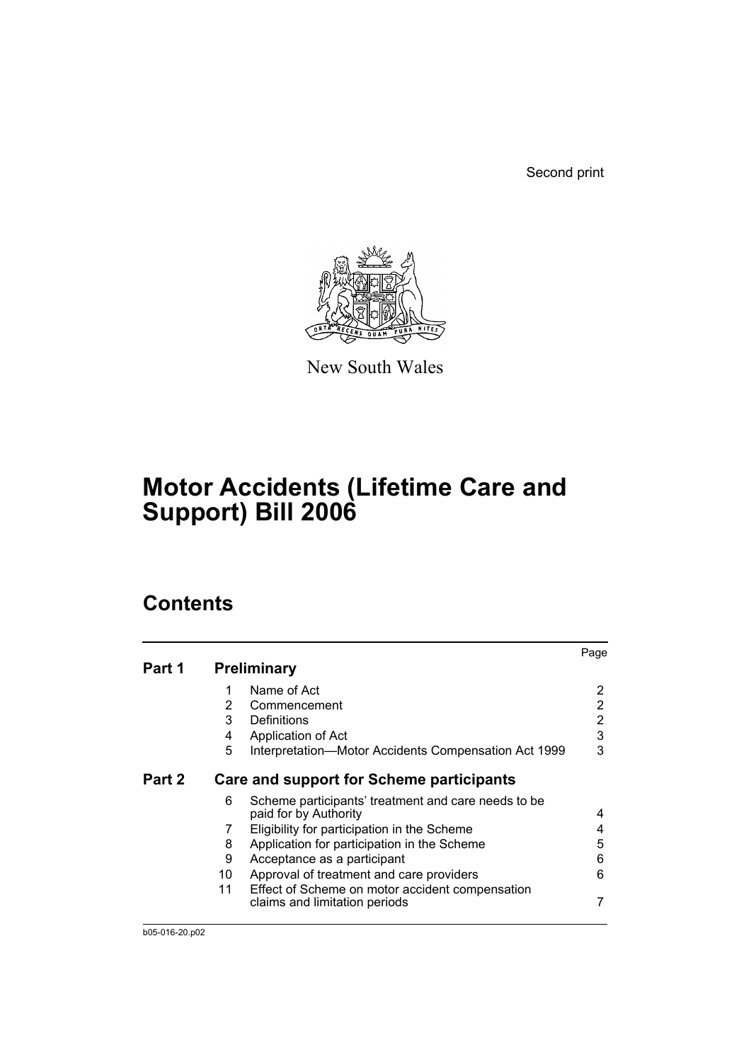Second print

New South Wales

# Motor Accidents (Lifetime Care and Support) Bill 2006

## Contents

| | | | Page |
|---|---|---|---|
| **Part 1** | **Preliminary** | | |
| | 1 | Name of Act | 2 |
| | 2 | Commencement | 2 |
| | 3 | Definitions | 2 |
| | 4 | Application of Act | 3 |
| | 5 | Interpretation—Motor Accidents Compensation Act 1999 | 3 |
| **Part 2** | **Care and support for Scheme participants** | | |
| | 6 | Scheme participants' treatment and care needs to be paid for by Authority | 4 |
| | 7 | Eligibility for participation in the Scheme | 4 |
| | 8 | Application for participation in the Scheme | 5 |
| | 9 | Acceptance as a participant | 6 |
| | 10 | Approval of treatment and care providers | 6 |
| | 11 | Effect of Scheme on motor accident compensation claims and limitation periods | 7 |

b05-016-20.p02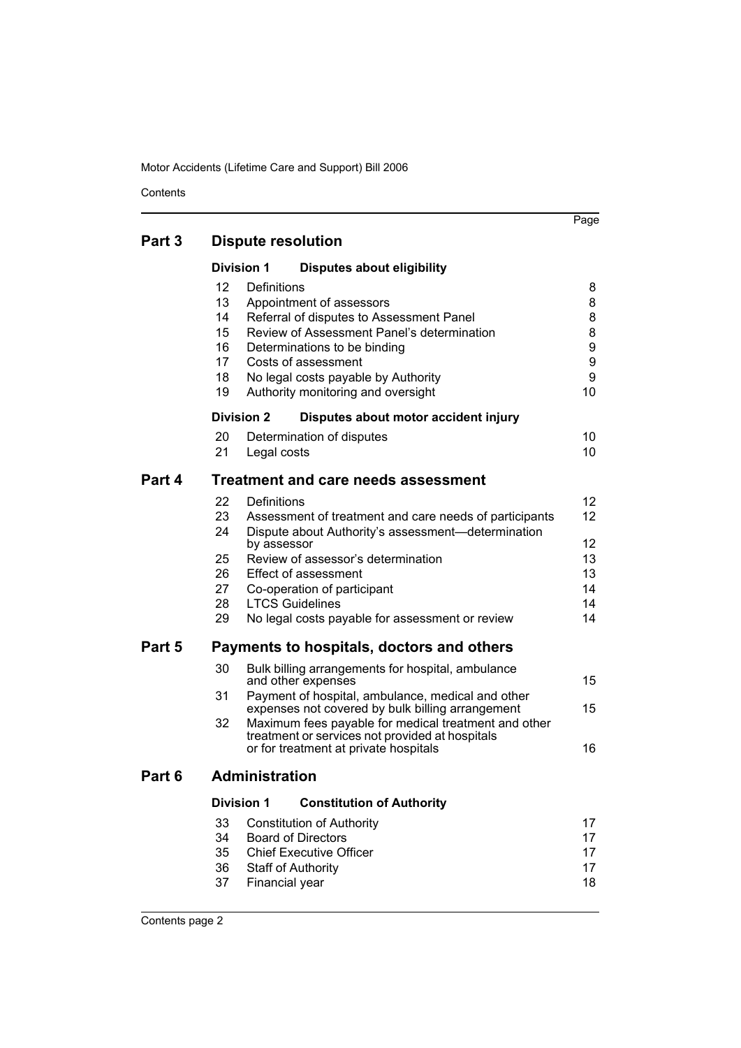## Part 3 Dispute resolution

### Division 1 Disputes about eligibility

| | | Page |
|---|---|---|
| 12 | Definitions | 8 |
| 13 | Appointment of assessors | 8 |
| 14 | Referral of disputes to Assessment Panel | 8 |
| 15 | Review of Assessment Panel's determination | 8 |
| 16 | Determinations to be binding | 9 |
| 17 | Costs of assessment | 9 |
| 18 | No legal costs payable by Authority | 9 |
| 19 | Authority monitoring and oversight | 10 |

### Division 2 Disputes about motor accident injury

| | | |
|---|---|---|
| 20 | Determination of disputes | 10 |
| 21 | Legal costs | 10 |

## Part 4 Treatment and care needs assessment

| | | |
|---|---|---|
| 22 | Definitions | 12 |
| 23 | Assessment of treatment and care needs of participants | 12 |
| 24 | Dispute about Authority's assessment—determination by assessor | 12 |
| 25 | Review of assessor's determination | 13 |
| 26 | Effect of assessment | 13 |
| 27 | Co-operation of participant | 14 |
| 28 | LTCS Guidelines | 14 |
| 29 | No legal costs payable for assessment or review | 14 |

## Part 5 Payments to hospitals, doctors and others

| | | |
|---|---|---|
| 30 | Bulk billing arrangements for hospital, ambulance and other expenses | 15 |
| 31 | Payment of hospital, ambulance, medical and other expenses not covered by bulk billing arrangement | 15 |
| 32 | Maximum fees payable for medical treatment and other treatment or services not provided at hospitals or for treatment at private hospitals | 16 |

## Part 6 Administration

### Division 1 Constitution of Authority

| | | |
|---|---|---|
| 33 | Constitution of Authority | 17 |
| 34 | Board of Directors | 17 |
| 35 | Chief Executive Officer | 17 |
| 36 | Staff of Authority | 17 |
| 37 | Financial year | 18 |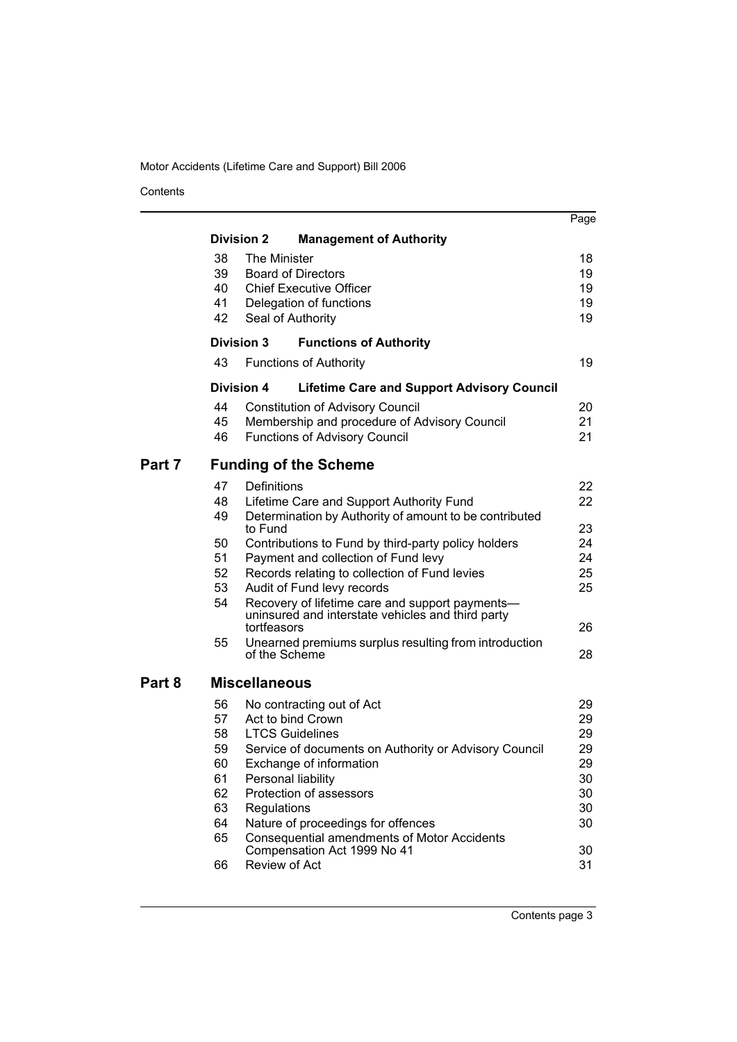| | | Page |
|---|---|---|
| **Division 2** | **Management of Authority** | |
| 38 | The Minister | 18 |
| 39 | Board of Directors | 19 |
| 40 | Chief Executive Officer | 19 |
| 41 | Delegation of functions | 19 |
| 42 | Seal of Authority | 19 |
| **Division 3** | **Functions of Authority** | |
| 43 | Functions of Authority | 19 |
| **Division 4** | **Lifetime Care and Support Advisory Council** | |
| 44 | Constitution of Advisory Council | 20 |
| 45 | Membership and procedure of Advisory Council | 21 |
| 46 | Functions of Advisory Council | 21 |

## Part 7 Funding of the Scheme

| | | |
|---|---|---|
| 47 | Definitions | 22 |
| 48 | Lifetime Care and Support Authority Fund | 22 |
| 49 | Determination by Authority of amount to be contributed to Fund | 23 |
| 50 | Contributions to Fund by third-party policy holders | 24 |
| 51 | Payment and collection of Fund levy | 24 |
| 52 | Records relating to collection of Fund levies | 25 |
| 53 | Audit of Fund levy records | 25 |
| 54 | Recovery of lifetime care and support payments—uninsured and interstate vehicles and third party tortfeasors | 26 |
| 55 | Unearned premiums surplus resulting from introduction of the Scheme | 28 |

## Part 8 Miscellaneous

| | | |
|---|---|---|
| 56 | No contracting out of Act | 29 |
| 57 | Act to bind Crown | 29 |
| 58 | LTCS Guidelines | 29 |
| 59 | Service of documents on Authority or Advisory Council | 29 |
| 60 | Exchange of information | 29 |
| 61 | Personal liability | 30 |
| 62 | Protection of assessors | 30 |
| 63 | Regulations | 30 |
| 64 | Nature of proceedings for offences | 30 |
| 65 | Consequential amendments of Motor Accidents Compensation Act 1999 No 41 | 30 |
| 66 | Review of Act | 31 |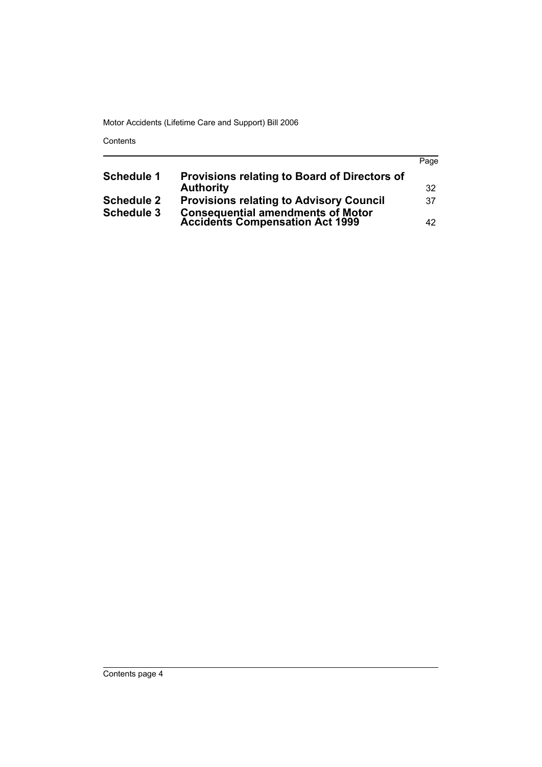| | | Page |
|---|---|---|
| **Schedule 1** | **Provisions relating to Board of Directors of Authority** | 32 |
| **Schedule 2** | **Provisions relating to Advisory Council** | 37 |
| **Schedule 3** | **Consequential amendments of Motor Accidents Compensation Act 1999** | 42 |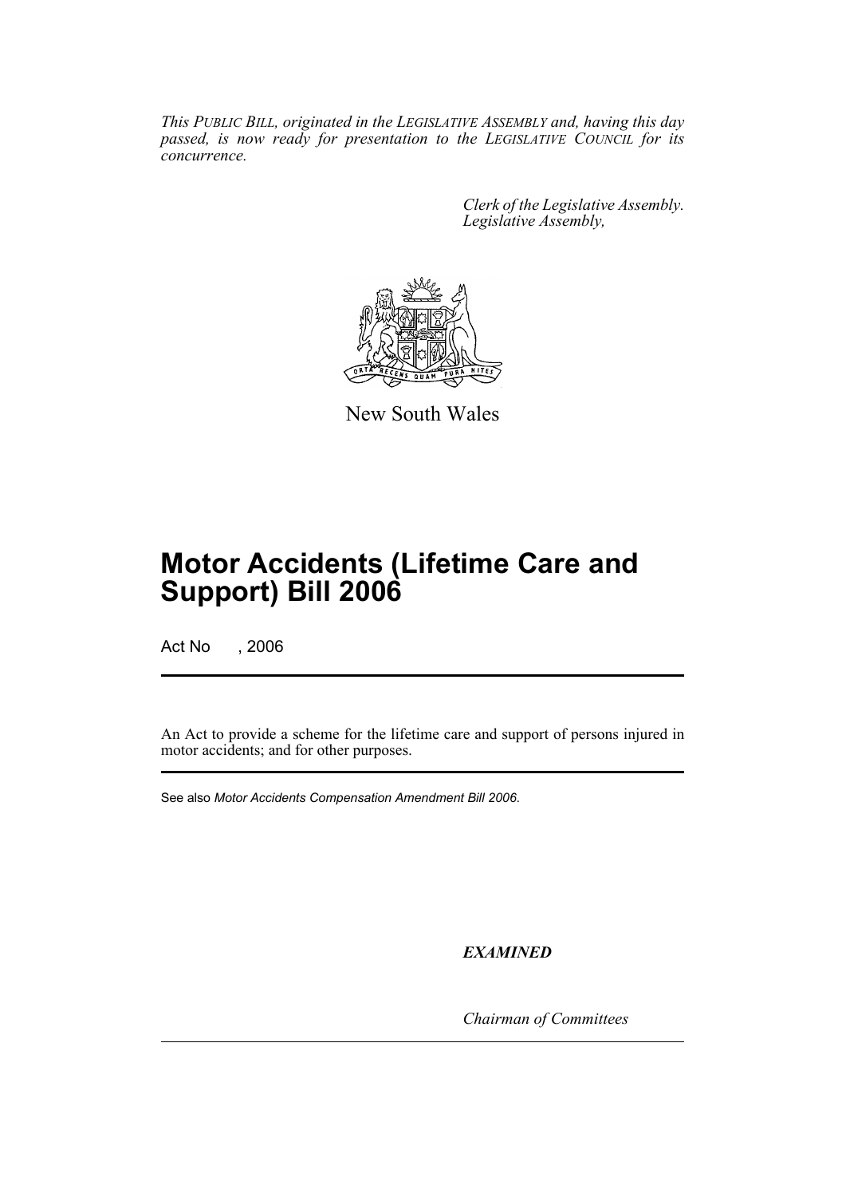*This PUBLIC BILL, originated in the LEGISLATIVE ASSEMBLY and, having this day passed, is now ready for presentation to the LEGISLATIVE COUNCIL for its concurrence.*

*Clerk of the Legislative Assembly.*
*Legislative Assembly,*

New South Wales

# Motor Accidents (Lifetime Care and Support) Bill 2006

Act No , 2006

An Act to provide a scheme for the lifetime care and support of persons injured in motor accidents; and for other purposes.

See also *Motor Accidents Compensation Amendment Bill 2006*.

***EXAMINED***

*Chairman of Committees*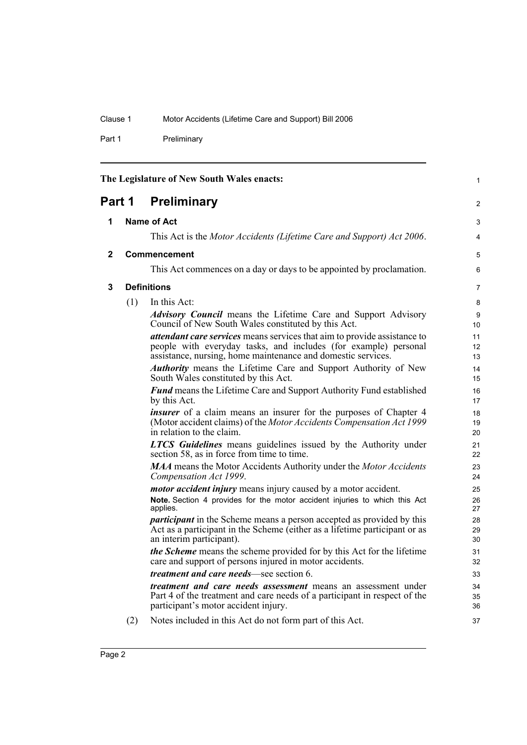The Legislature of New South Wales enacts:

# Part 1 Preliminary

## 1 Name of Act

This Act is the *Motor Accidents (Lifetime Care and Support) Act 2006*.

## 2 Commencement

This Act commences on a day or days to be appointed by proclamation.

## 3 Definitions

(1) In this Act:

***Advisory Council*** means the Lifetime Care and Support Advisory Council of New South Wales constituted by this Act.

***attendant care services*** means services that aim to provide assistance to people with everyday tasks, and includes (for example) personal assistance, nursing, home maintenance and domestic services.

***Authority*** means the Lifetime Care and Support Authority of New South Wales constituted by this Act.

***Fund*** means the Lifetime Care and Support Authority Fund established by this Act.

***insurer*** of a claim means an insurer for the purposes of Chapter 4 (Motor accident claims) of the *Motor Accidents Compensation Act 1999* in relation to the claim.

***LTCS Guidelines*** means guidelines issued by the Authority under section 58, as in force from time to time.

***MAA*** means the Motor Accidents Authority under the *Motor Accidents Compensation Act 1999*.

***motor accident injury*** means injury caused by a motor accident.

**Note.** Section 4 provides for the motor accident injuries to which this Act applies.

***participant*** in the Scheme means a person accepted as provided by this Act as a participant in the Scheme (either as a lifetime participant or as an interim participant).

***the Scheme*** means the scheme provided for by this Act for the lifetime care and support of persons injured in motor accidents.

***treatment and care needs***—see section 6.

***treatment and care needs assessment*** means an assessment under Part 4 of the treatment and care needs of a participant in respect of the participant's motor accident injury.

(2) Notes included in this Act do not form part of this Act.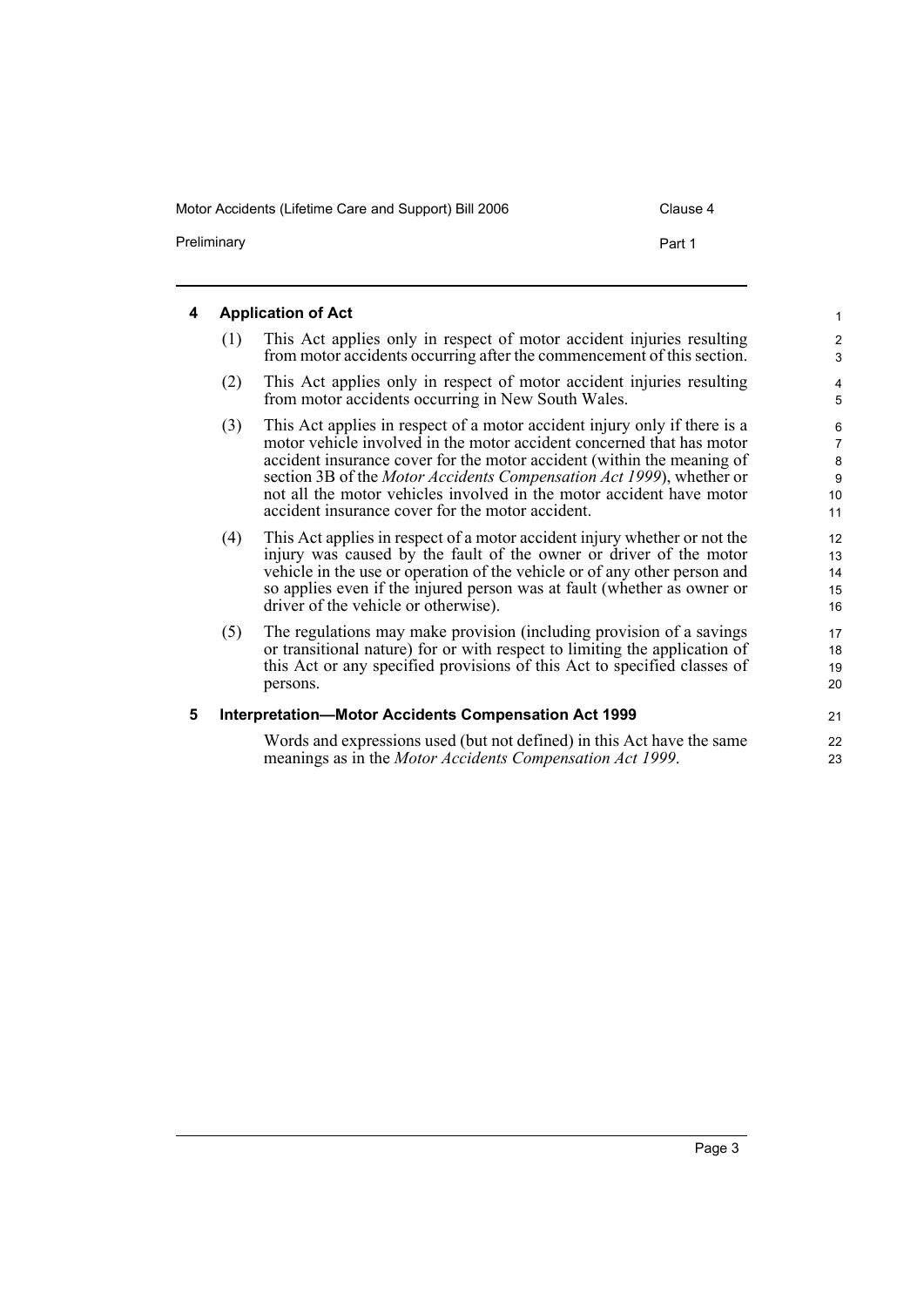## 4 Application of Act

(1) This Act applies only in respect of motor accident injuries resulting from motor accidents occurring after the commencement of this section.

(2) This Act applies only in respect of motor accident injuries resulting from motor accidents occurring in New South Wales.

(3) This Act applies in respect of a motor accident injury only if there is a motor vehicle involved in the motor accident concerned that has motor accident insurance cover for the motor accident (within the meaning of section 3B of the *Motor Accidents Compensation Act 1999*), whether or not all the motor vehicles involved in the motor accident have motor accident insurance cover for the motor accident.

(4) This Act applies in respect of a motor accident injury whether or not the injury was caused by the fault of the owner or driver of the motor vehicle in the use or operation of the vehicle or of any other person and so applies even if the injured person was at fault (whether as owner or driver of the vehicle or otherwise).

(5) The regulations may make provision (including provision of a savings or transitional nature) for or with respect to limiting the application of this Act or any specified provisions of this Act to specified classes of persons.

## 5 Interpretation—Motor Accidents Compensation Act 1999

Words and expressions used (but not defined) in this Act have the same meanings as in the *Motor Accidents Compensation Act 1999*.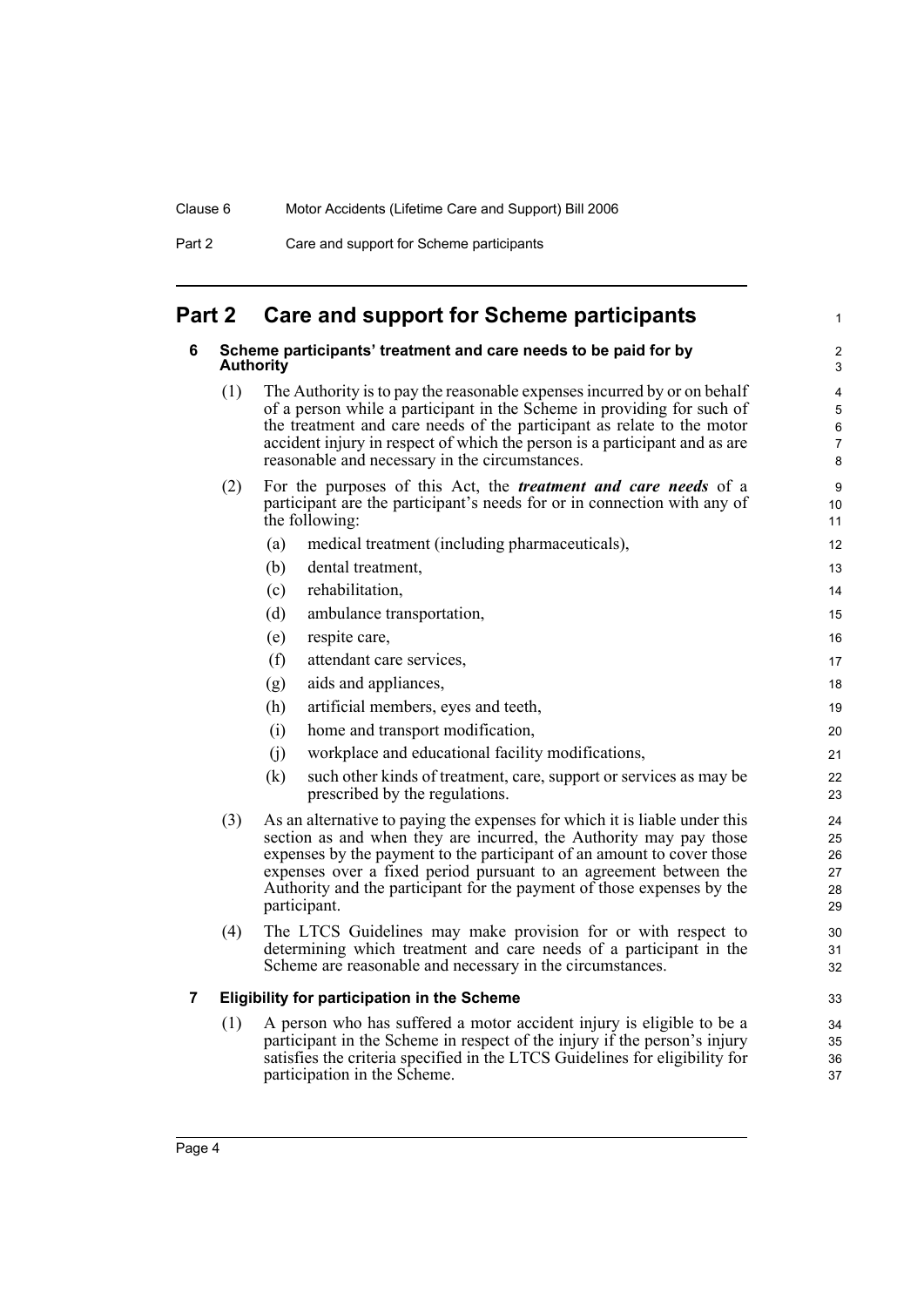# Part 2 Care and support for Scheme participants

## 6 Scheme participants' treatment and care needs to be paid for by Authority

(1) The Authority is to pay the reasonable expenses incurred by or on behalf of a person while a participant in the Scheme in providing for such of the treatment and care needs of the participant as relate to the motor accident injury in respect of which the person is a participant and as are reasonable and necessary in the circumstances.

(2) For the purposes of this Act, the ***treatment and care needs*** of a participant are the participant's needs for or in connection with any of the following:

- (a) medical treatment (including pharmaceuticals),
- (b) dental treatment,
- (c) rehabilitation,
- (d) ambulance transportation,
- (e) respite care,
- (f) attendant care services,
- (g) aids and appliances,
- (h) artificial members, eyes and teeth,
- (i) home and transport modification,
- (j) workplace and educational facility modifications,
- (k) such other kinds of treatment, care, support or services as may be prescribed by the regulations.

(3) As an alternative to paying the expenses for which it is liable under this section as and when they are incurred, the Authority may pay those expenses by the payment to the participant of an amount to cover those expenses over a fixed period pursuant to an agreement between the Authority and the participant for the payment of those expenses by the participant.

(4) The LTCS Guidelines may make provision for or with respect to determining which treatment and care needs of a participant in the Scheme are reasonable and necessary in the circumstances.

## 7 Eligibility for participation in the Scheme

(1) A person who has suffered a motor accident injury is eligible to be a participant in the Scheme in respect of the injury if the person's injury satisfies the criteria specified in the LTCS Guidelines for eligibility for participation in the Scheme.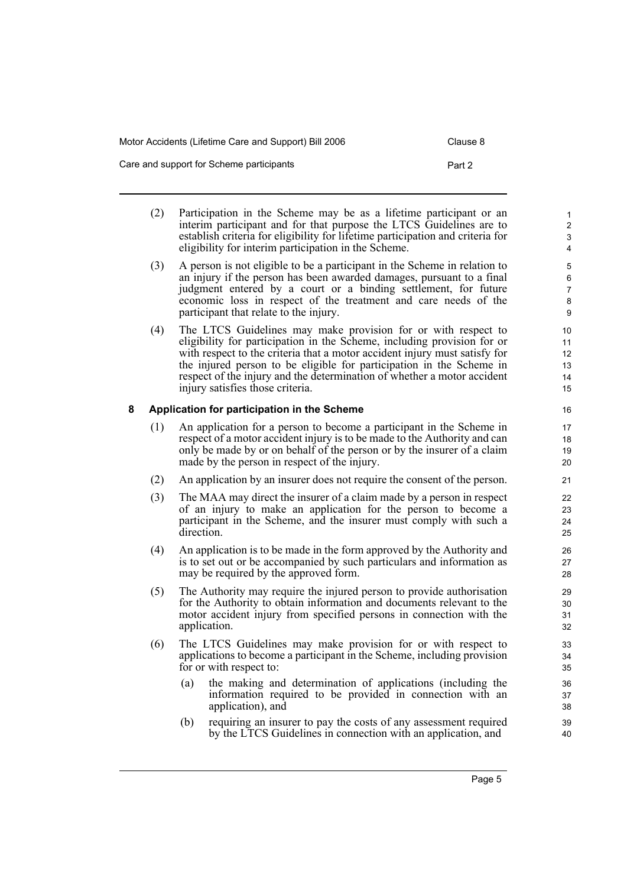(2) Participation in the Scheme may be as a lifetime participant or an interim participant and for that purpose the LTCS Guidelines are to establish criteria for eligibility for lifetime participation and criteria for eligibility for interim participation in the Scheme.

(3) A person is not eligible to be a participant in the Scheme in relation to an injury if the person has been awarded damages, pursuant to a final judgment entered by a court or a binding settlement, for future economic loss in respect of the treatment and care needs of the participant that relate to the injury.

(4) The LTCS Guidelines may make provision for or with respect to eligibility for participation in the Scheme, including provision for or with respect to the criteria that a motor accident injury must satisfy for the injured person to be eligible for participation in the Scheme in respect of the injury and the determination of whether a motor accident injury satisfies those criteria.

### 8 Application for participation in the Scheme

(1) An application for a person to become a participant in the Scheme in respect of a motor accident injury is to be made to the Authority and can only be made by or on behalf of the person or by the insurer of a claim made by the person in respect of the injury.

(2) An application by an insurer does not require the consent of the person.

(3) The MAA may direct the insurer of a claim made by a person in respect of an injury to make an application for the person to become a participant in the Scheme, and the insurer must comply with such a direction.

(4) An application is to be made in the form approved by the Authority and is to set out or be accompanied by such particulars and information as may be required by the approved form.

(5) The Authority may require the injured person to provide authorisation for the Authority to obtain information and documents relevant to the motor accident injury from specified persons in connection with the application.

(6) The LTCS Guidelines may make provision for or with respect to applications to become a participant in the Scheme, including provision for or with respect to:

(a) the making and determination of applications (including the information required to be provided in connection with an application), and

(b) requiring an insurer to pay the costs of any assessment required by the LTCS Guidelines in connection with an application, and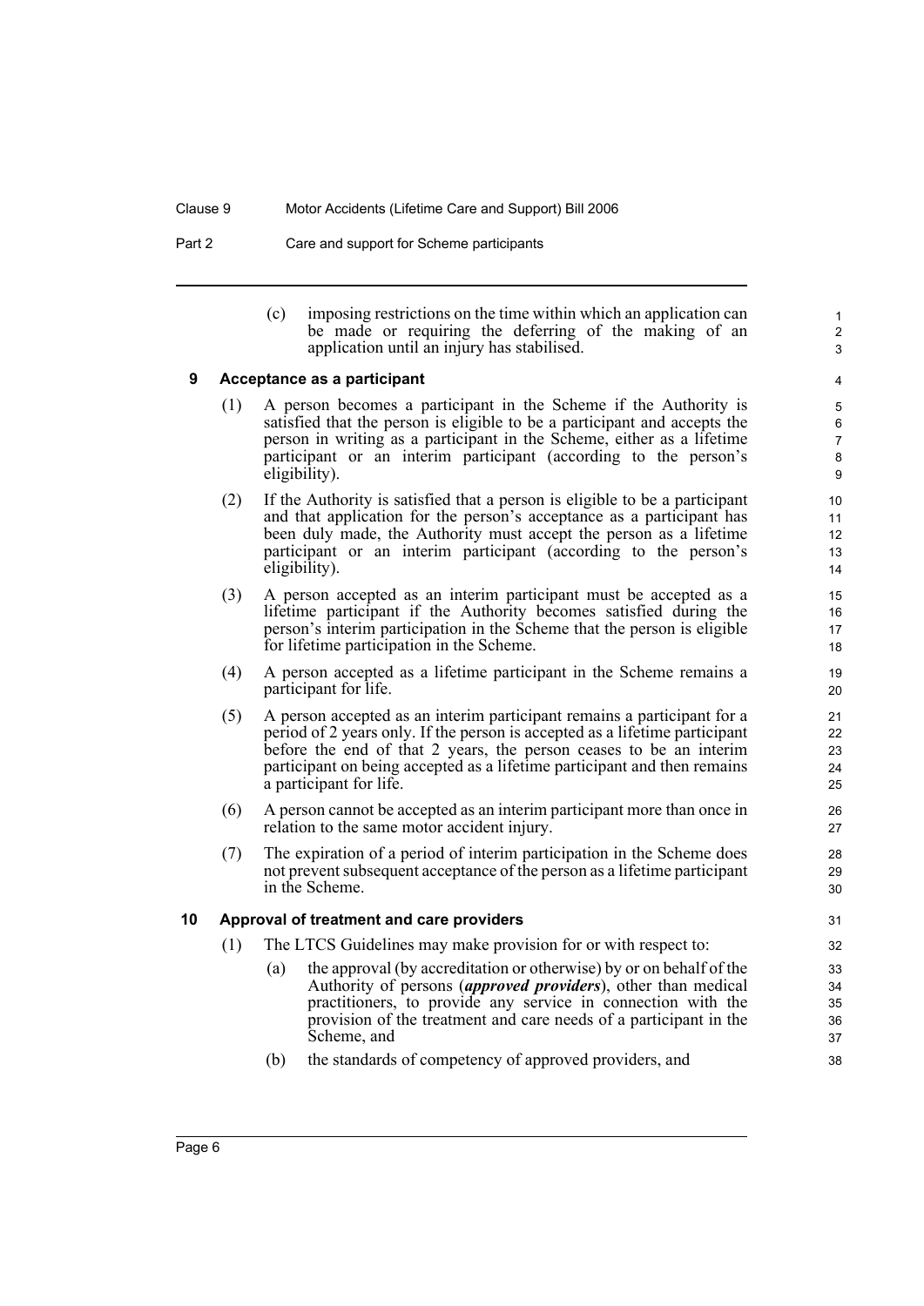(c) imposing restrictions on the time within which an application can be made or requiring the deferring of the making of an application until an injury has stabilised.

## 9 Acceptance as a participant

(1) A person becomes a participant in the Scheme if the Authority is satisfied that the person is eligible to be a participant and accepts the person in writing as a participant in the Scheme, either as a lifetime participant or an interim participant (according to the person's eligibility).

(2) If the Authority is satisfied that a person is eligible to be a participant and that application for the person's acceptance as a participant has been duly made, the Authority must accept the person as a lifetime participant or an interim participant (according to the person's eligibility).

(3) A person accepted as an interim participant must be accepted as a lifetime participant if the Authority becomes satisfied during the person's interim participation in the Scheme that the person is eligible for lifetime participation in the Scheme.

(4) A person accepted as a lifetime participant in the Scheme remains a participant for life.

(5) A person accepted as an interim participant remains a participant for a period of 2 years only. If the person is accepted as a lifetime participant before the end of that 2 years, the person ceases to be an interim participant on being accepted as a lifetime participant and then remains a participant for life.

(6) A person cannot be accepted as an interim participant more than once in relation to the same motor accident injury.

(7) The expiration of a period of interim participation in the Scheme does not prevent subsequent acceptance of the person as a lifetime participant in the Scheme.

## 10 Approval of treatment and care providers

(1) The LTCS Guidelines may make provision for or with respect to:

(a) the approval (by accreditation or otherwise) by or on behalf of the Authority of persons (***approved providers***), other than medical practitioners, to provide any service in connection with the provision of the treatment and care needs of a participant in the Scheme, and

(b) the standards of competency of approved providers, and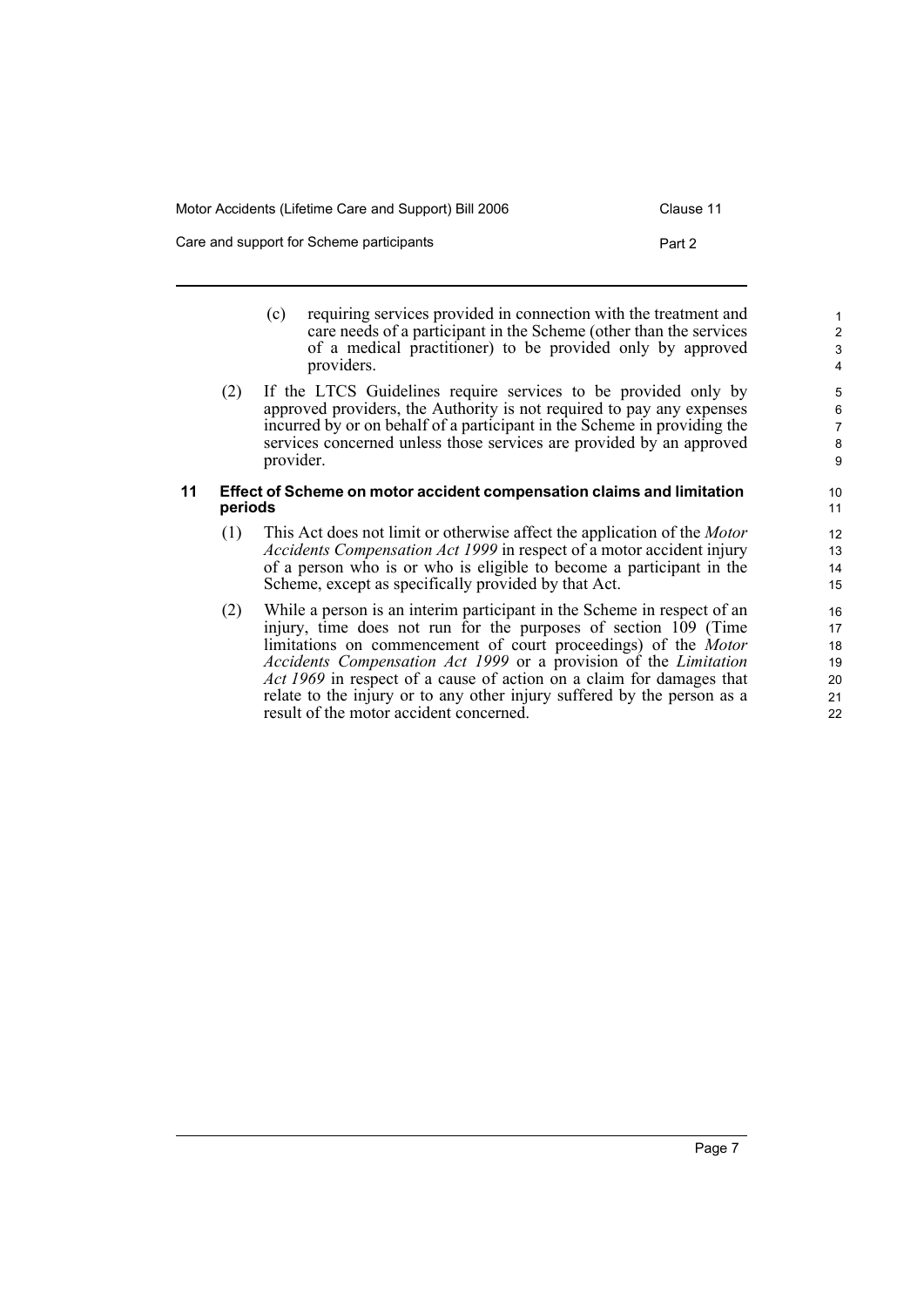(c) requiring services provided in connection with the treatment and care needs of a participant in the Scheme (other than the services of a medical practitioner) to be provided only by approved providers.

(2) If the LTCS Guidelines require services to be provided only by approved providers, the Authority is not required to pay any expenses incurred by or on behalf of a participant in the Scheme in providing the services concerned unless those services are provided by an approved provider.

## 11 Effect of Scheme on motor accident compensation claims and limitation periods

(1) This Act does not limit or otherwise affect the application of the *Motor Accidents Compensation Act 1999* in respect of a motor accident injury of a person who is or who is eligible to become a participant in the Scheme, except as specifically provided by that Act.

(2) While a person is an interim participant in the Scheme in respect of an injury, time does not run for the purposes of section 109 (Time limitations on commencement of court proceedings) of the *Motor Accidents Compensation Act 1999* or a provision of the *Limitation Act 1969* in respect of a cause of action on a claim for damages that relate to the injury or to any other injury suffered by the person as a result of the motor accident concerned.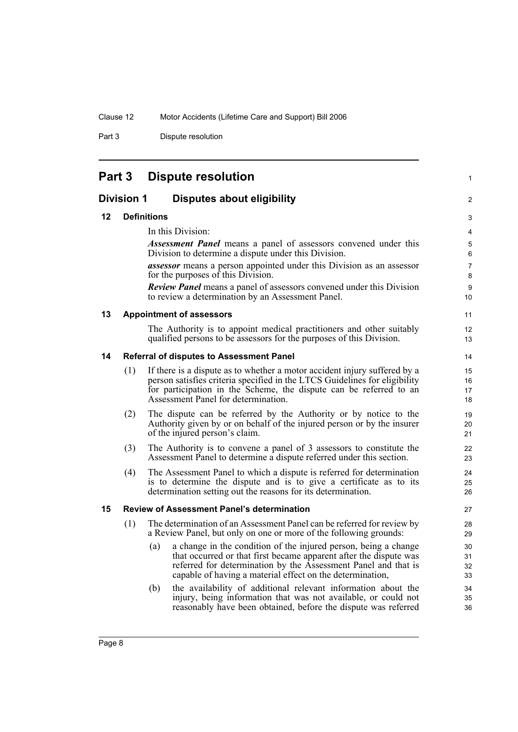# Part 3 Dispute resolution

## Division 1 Disputes about eligibility

### 12 Definitions

In this Division:

***Assessment Panel*** means a panel of assessors convened under this Division to determine a dispute under this Division.

***assessor*** means a person appointed under this Division as an assessor for the purposes of this Division.

***Review Panel*** means a panel of assessors convened under this Division to review a determination by an Assessment Panel.

### 13 Appointment of assessors

The Authority is to appoint medical practitioners and other suitably qualified persons to be assessors for the purposes of this Division.

### 14 Referral of disputes to Assessment Panel

(1) If there is a dispute as to whether a motor accident injury suffered by a person satisfies criteria specified in the LTCS Guidelines for eligibility for participation in the Scheme, the dispute can be referred to an Assessment Panel for determination.

(2) The dispute can be referred by the Authority or by notice to the Authority given by or on behalf of the injured person or by the insurer of the injured person's claim.

(3) The Authority is to convene a panel of 3 assessors to constitute the Assessment Panel to determine a dispute referred under this section.

(4) The Assessment Panel to which a dispute is referred for determination is to determine the dispute and is to give a certificate as to its determination setting out the reasons for its determination.

### 15 Review of Assessment Panel's determination

(1) The determination of an Assessment Panel can be referred for review by a Review Panel, but only on one or more of the following grounds:

(a) a change in the condition of the injured person, being a change that occurred or that first became apparent after the dispute was referred for determination by the Assessment Panel and that is capable of having a material effect on the determination,

(b) the availability of additional relevant information about the injury, being information that was not available, or could not reasonably have been obtained, before the dispute was referred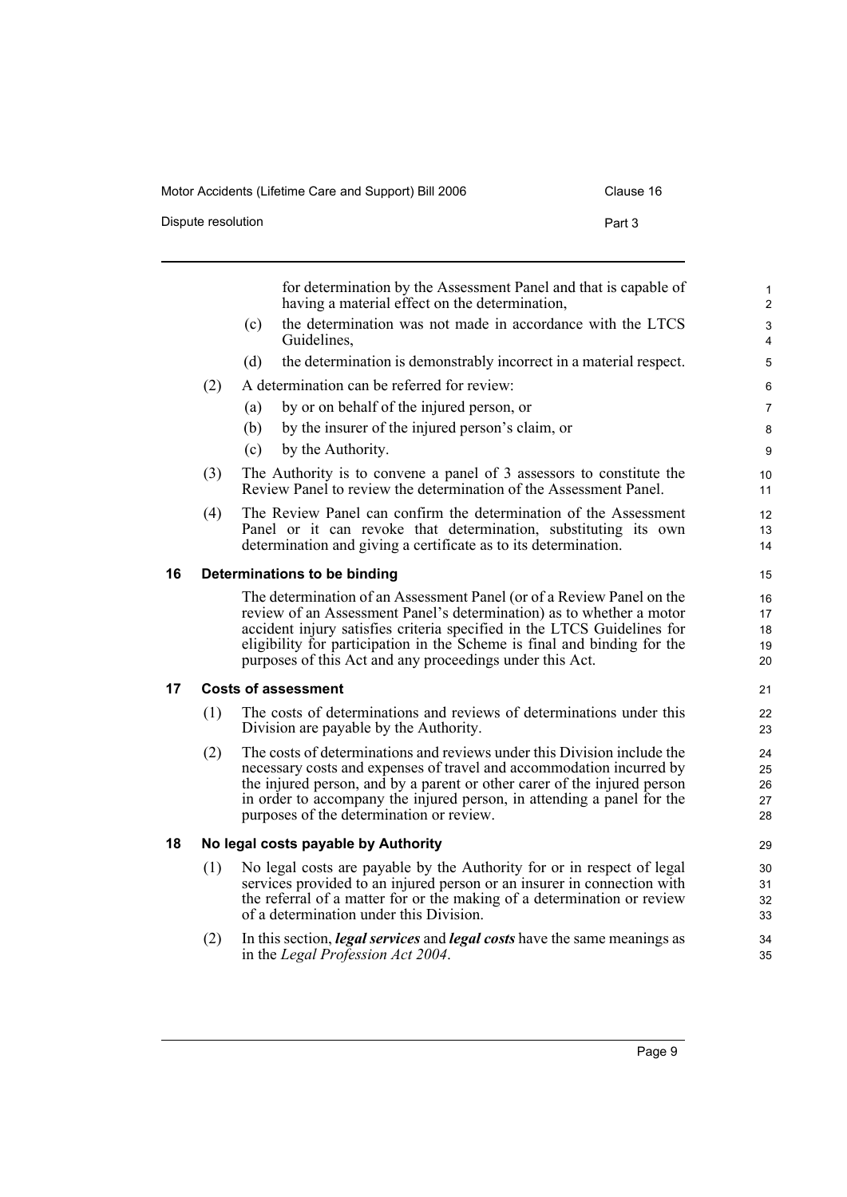for determination by the Assessment Panel and that is capable of having a material effect on the determination,

(c) the determination was not made in accordance with the LTCS Guidelines,

(d) the determination is demonstrably incorrect in a material respect.

(2) A determination can be referred for review:

(a) by or on behalf of the injured person, or

(b) by the insurer of the injured person's claim, or

(c) by the Authority.

(3) The Authority is to convene a panel of 3 assessors to constitute the Review Panel to review the determination of the Assessment Panel.

(4) The Review Panel can confirm the determination of the Assessment Panel or it can revoke that determination, substituting its own determination and giving a certificate as to its determination.

## 16 Determinations to be binding

The determination of an Assessment Panel (or of a Review Panel on the review of an Assessment Panel's determination) as to whether a motor accident injury satisfies criteria specified in the LTCS Guidelines for eligibility for participation in the Scheme is final and binding for the purposes of this Act and any proceedings under this Act.

## 17 Costs of assessment

(1) The costs of determinations and reviews of determinations under this Division are payable by the Authority.

(2) The costs of determinations and reviews under this Division include the necessary costs and expenses of travel and accommodation incurred by the injured person, and by a parent or other carer of the injured person in order to accompany the injured person, in attending a panel for the purposes of the determination or review.

## 18 No legal costs payable by Authority

(1) No legal costs are payable by the Authority for or in respect of legal services provided to an injured person or an insurer in connection with the referral of a matter for or the making of a determination or review of a determination under this Division.

(2) In this section, ***legal services*** and ***legal costs*** have the same meanings as in the *Legal Profession Act 2004*.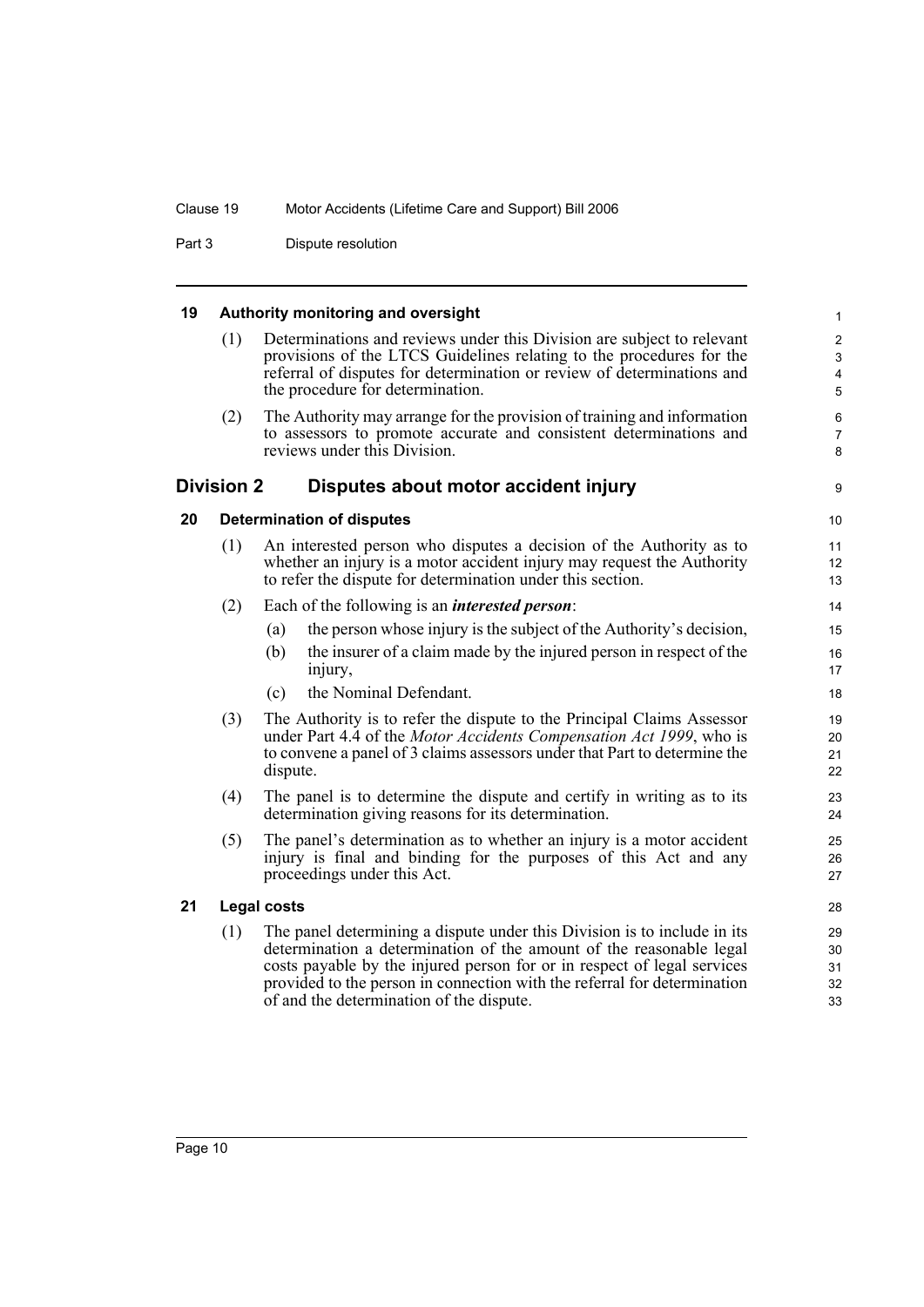### 19 Authority monitoring and oversight

(1) Determinations and reviews under this Division are subject to relevant provisions of the LTCS Guidelines relating to the procedures for the referral of disputes for determination or review of determinations and the procedure for determination.

(2) The Authority may arrange for the provision of training and information to assessors to promote accurate and consistent determinations and reviews under this Division.

## Division 2 Disputes about motor accident injury

### 20 Determination of disputes

(1) An interested person who disputes a decision of the Authority as to whether an injury is a motor accident injury may request the Authority to refer the dispute for determination under this section.

(2) Each of the following is an ***interested person***:

(a) the person whose injury is the subject of the Authority's decision,

(b) the insurer of a claim made by the injured person in respect of the injury,

(c) the Nominal Defendant.

(3) The Authority is to refer the dispute to the Principal Claims Assessor under Part 4.4 of the *Motor Accidents Compensation Act 1999*, who is to convene a panel of 3 claims assessors under that Part to determine the dispute.

(4) The panel is to determine the dispute and certify in writing as to its determination giving reasons for its determination.

(5) The panel's determination as to whether an injury is a motor accident injury is final and binding for the purposes of this Act and any proceedings under this Act.

### 21 Legal costs

(1) The panel determining a dispute under this Division is to include in its determination a determination of the amount of the reasonable legal costs payable by the injured person for or in respect of legal services provided to the person in connection with the referral for determination of and the determination of the dispute.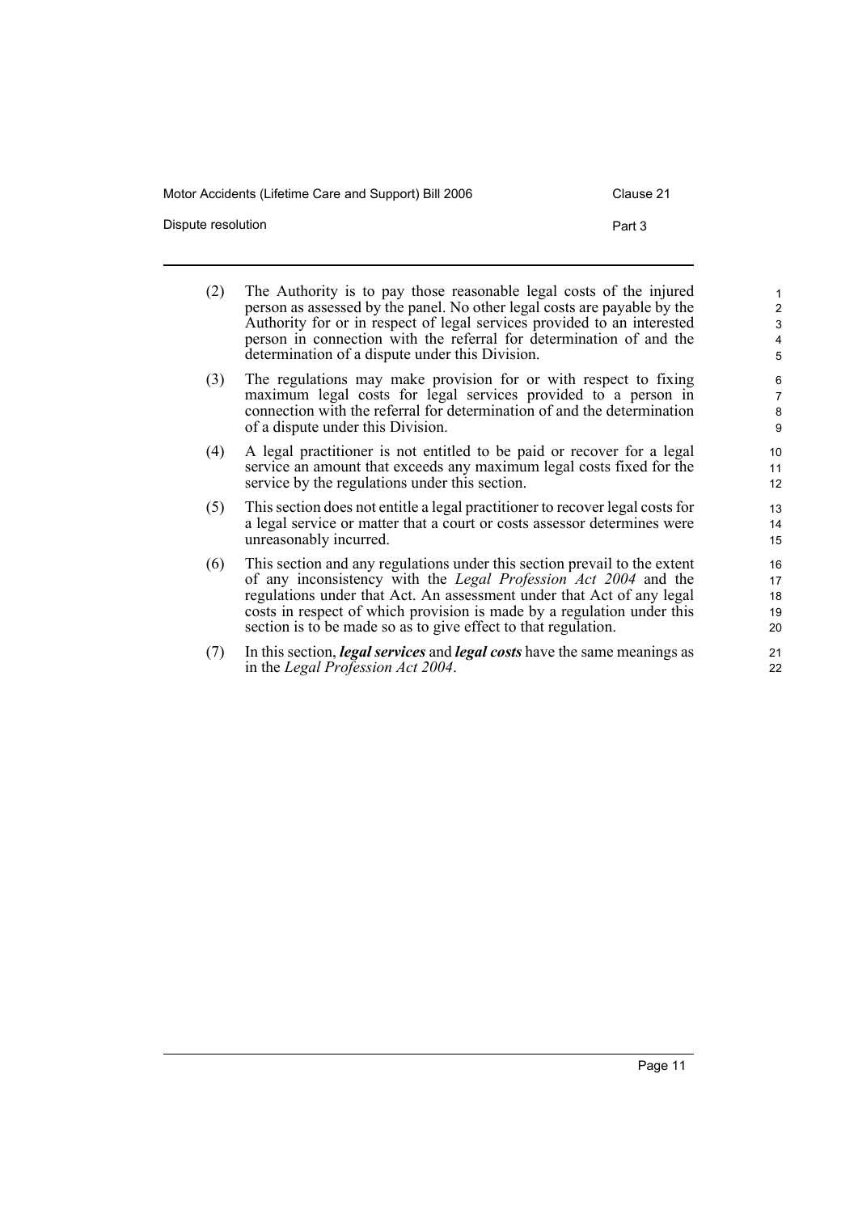(2) The Authority is to pay those reasonable legal costs of the injured person as assessed by the panel. No other legal costs are payable by the Authority for or in respect of legal services provided to an interested person in connection with the referral for determination of and the determination of a dispute under this Division.

(3) The regulations may make provision for or with respect to fixing maximum legal costs for legal services provided to a person in connection with the referral for determination of and the determination of a dispute under this Division.

(4) A legal practitioner is not entitled to be paid or recover for a legal service an amount that exceeds any maximum legal costs fixed for the service by the regulations under this section.

(5) This section does not entitle a legal practitioner to recover legal costs for a legal service or matter that a court or costs assessor determines were unreasonably incurred.

(6) This section and any regulations under this section prevail to the extent of any inconsistency with the *Legal Profession Act 2004* and the regulations under that Act. An assessment under that Act of any legal costs in respect of which provision is made by a regulation under this section is to be made so as to give effect to that regulation.

(7) In this section, ***legal services*** and ***legal costs*** have the same meanings as in the *Legal Profession Act 2004*.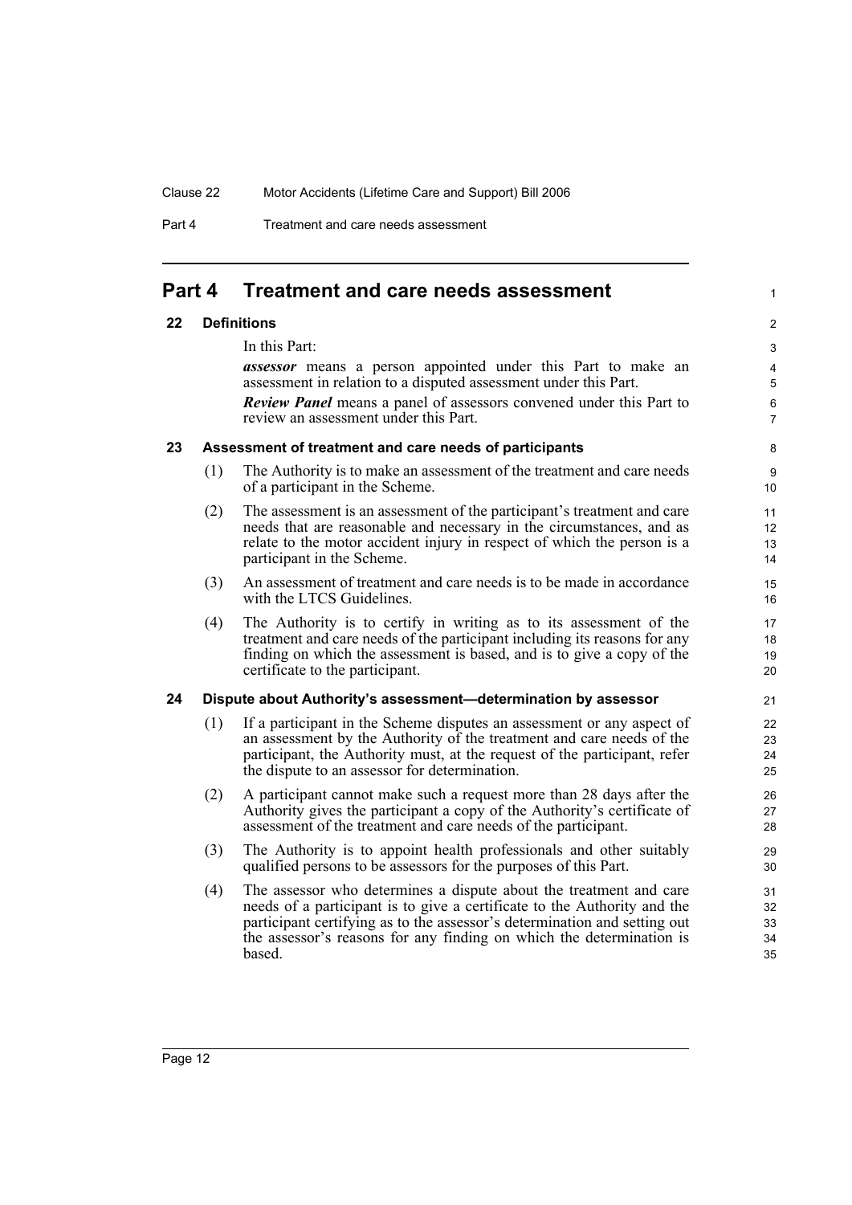## Part 4 Treatment and care needs assessment

### 22 Definitions

In this Part:

***assessor*** means a person appointed under this Part to make an assessment in relation to a disputed assessment under this Part.

***Review Panel*** means a panel of assessors convened under this Part to review an assessment under this Part.

### 23 Assessment of treatment and care needs of participants

(1) The Authority is to make an assessment of the treatment and care needs of a participant in the Scheme.

(2) The assessment is an assessment of the participant's treatment and care needs that are reasonable and necessary in the circumstances, and as relate to the motor accident injury in respect of which the person is a participant in the Scheme.

(3) An assessment of treatment and care needs is to be made in accordance with the LTCS Guidelines.

(4) The Authority is to certify in writing as to its assessment of the treatment and care needs of the participant including its reasons for any finding on which the assessment is based, and is to give a copy of the certificate to the participant.

### 24 Dispute about Authority's assessment—determination by assessor

(1) If a participant in the Scheme disputes an assessment or any aspect of an assessment by the Authority of the treatment and care needs of the participant, the Authority must, at the request of the participant, refer the dispute to an assessor for determination.

(2) A participant cannot make such a request more than 28 days after the Authority gives the participant a copy of the Authority's certificate of assessment of the treatment and care needs of the participant.

(3) The Authority is to appoint health professionals and other suitably qualified persons to be assessors for the purposes of this Part.

(4) The assessor who determines a dispute about the treatment and care needs of a participant is to give a certificate to the Authority and the participant certifying as to the assessor's determination and setting out the assessor's reasons for any finding on which the determination is based.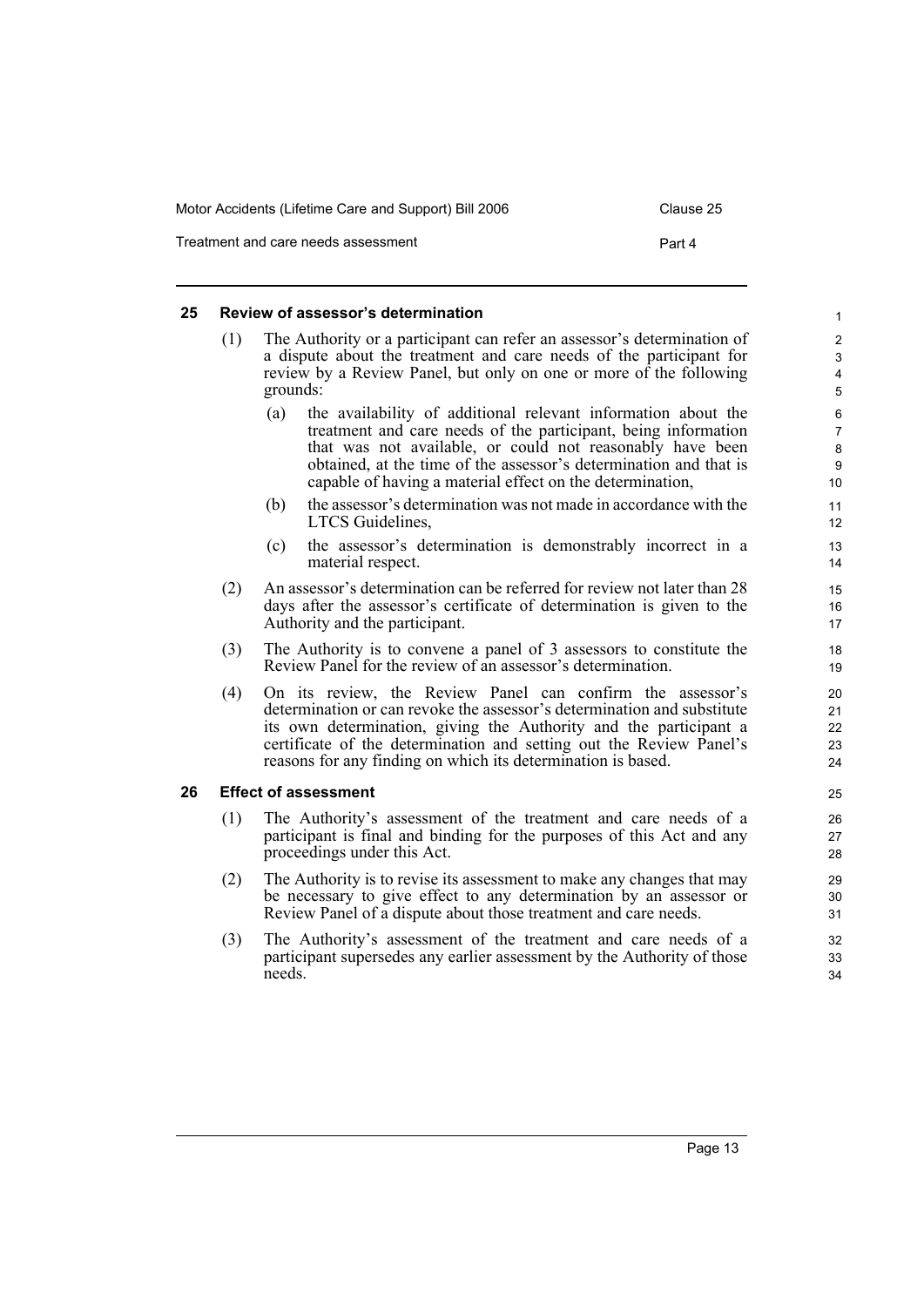## 25 Review of assessor's determination

(1) The Authority or a participant can refer an assessor's determination of a dispute about the treatment and care needs of the participant for review by a Review Panel, but only on one or more of the following grounds:

- (a) the availability of additional relevant information about the treatment and care needs of the participant, being information that was not available, or could not reasonably have been obtained, at the time of the assessor's determination and that is capable of having a material effect on the determination,
- (b) the assessor's determination was not made in accordance with the LTCS Guidelines,
- (c) the assessor's determination is demonstrably incorrect in a material respect.

(2) An assessor's determination can be referred for review not later than 28 days after the assessor's certificate of determination is given to the Authority and the participant.

(3) The Authority is to convene a panel of 3 assessors to constitute the Review Panel for the review of an assessor's determination.

(4) On its review, the Review Panel can confirm the assessor's determination or can revoke the assessor's determination and substitute its own determination, giving the Authority and the participant a certificate of the determination and setting out the Review Panel's reasons for any finding on which its determination is based.

## 26 Effect of assessment

(1) The Authority's assessment of the treatment and care needs of a participant is final and binding for the purposes of this Act and any proceedings under this Act.

(2) The Authority is to revise its assessment to make any changes that may be necessary to give effect to any determination by an assessor or Review Panel of a dispute about those treatment and care needs.

(3) The Authority's assessment of the treatment and care needs of a participant supersedes any earlier assessment by the Authority of those needs.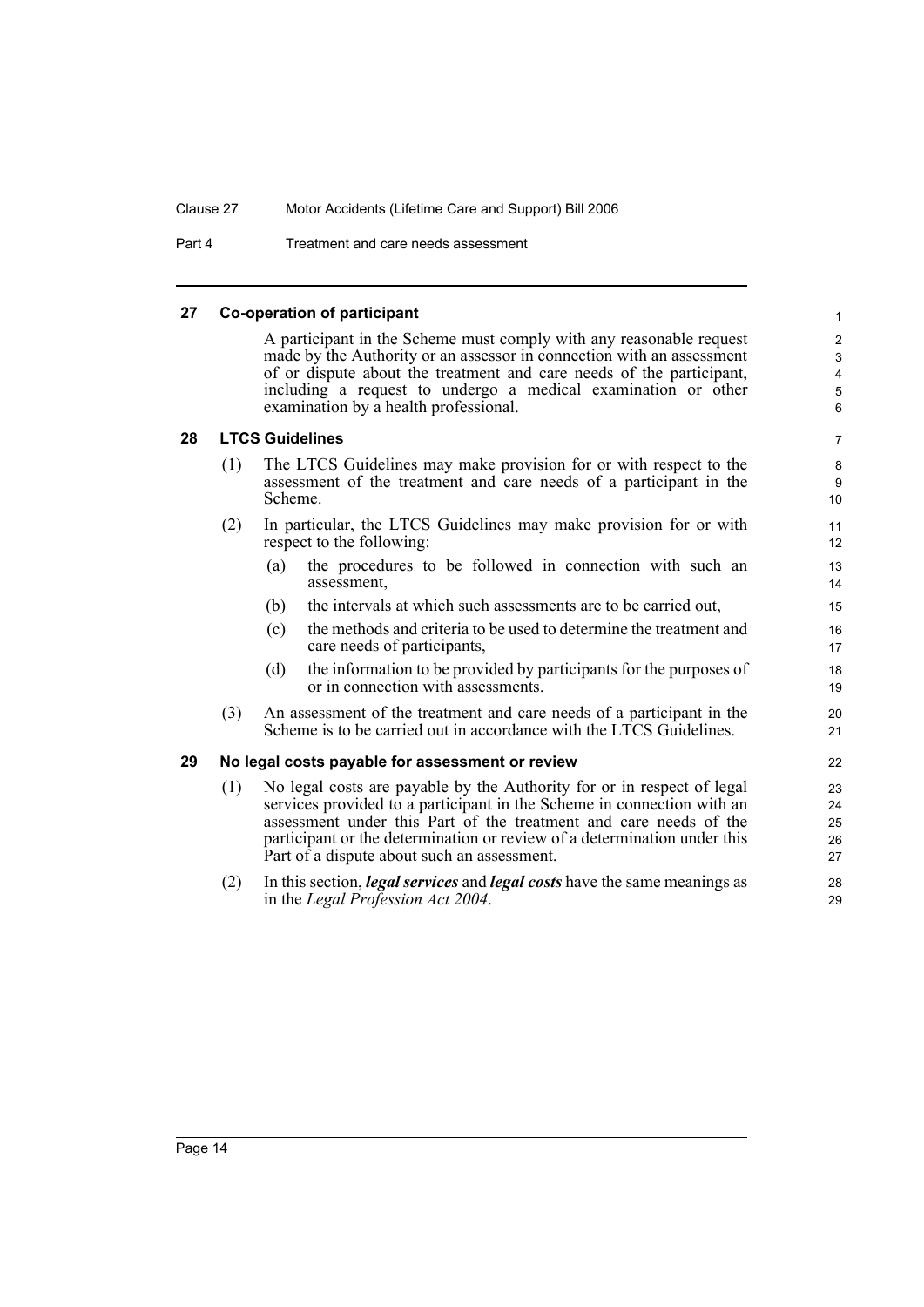## 27 Co-operation of participant

A participant in the Scheme must comply with any reasonable request made by the Authority or an assessor in connection with an assessment of or dispute about the treatment and care needs of the participant, including a request to undergo a medical examination or other examination by a health professional.

## 28 LTCS Guidelines

(1) The LTCS Guidelines may make provision for or with respect to the assessment of the treatment and care needs of a participant in the Scheme.

(2) In particular, the LTCS Guidelines may make provision for or with respect to the following:

(a) the procedures to be followed in connection with such an assessment,

(b) the intervals at which such assessments are to be carried out,

(c) the methods and criteria to be used to determine the treatment and care needs of participants,

(d) the information to be provided by participants for the purposes of or in connection with assessments.

(3) An assessment of the treatment and care needs of a participant in the Scheme is to be carried out in accordance with the LTCS Guidelines.

## 29 No legal costs payable for assessment or review

(1) No legal costs are payable by the Authority for or in respect of legal services provided to a participant in the Scheme in connection with an assessment under this Part of the treatment and care needs of the participant or the determination or review of a determination under this Part of a dispute about such an assessment.

(2) In this section, ***legal services*** and ***legal costs*** have the same meanings as in the *Legal Profession Act 2004*.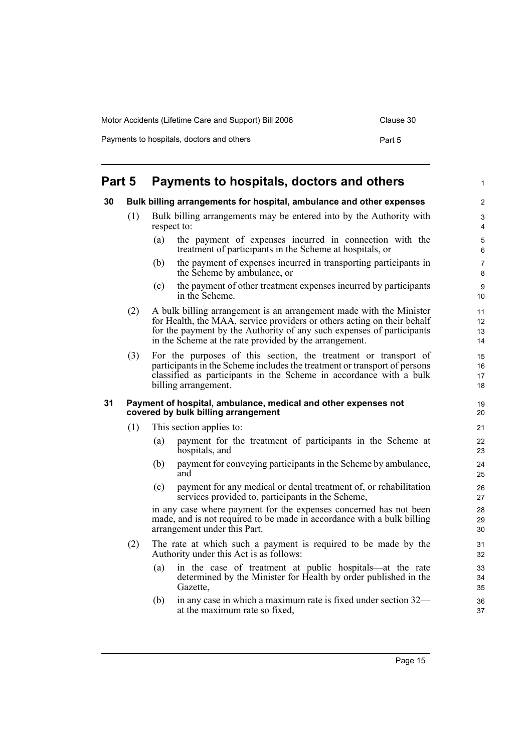# Part 5 Payments to hospitals, doctors and others

## 30 Bulk billing arrangements for hospital, ambulance and other expenses

(1) Bulk billing arrangements may be entered into by the Authority with respect to:

- (a) the payment of expenses incurred in connection with the treatment of participants in the Scheme at hospitals, or
- (b) the payment of expenses incurred in transporting participants in the Scheme by ambulance, or
- (c) the payment of other treatment expenses incurred by participants in the Scheme.

(2) A bulk billing arrangement is an arrangement made with the Minister for Health, the MAA, service providers or others acting on their behalf for the payment by the Authority of any such expenses of participants in the Scheme at the rate provided by the arrangement.

(3) For the purposes of this section, the treatment or transport of participants in the Scheme includes the treatment or transport of persons classified as participants in the Scheme in accordance with a bulk billing arrangement.

## 31 Payment of hospital, ambulance, medical and other expenses not covered by bulk billing arrangement

(1) This section applies to:

- (a) payment for the treatment of participants in the Scheme at hospitals, and
- (b) payment for conveying participants in the Scheme by ambulance, and
- (c) payment for any medical or dental treatment of, or rehabilitation services provided to, participants in the Scheme,

in any case where payment for the expenses concerned has not been made, and is not required to be made in accordance with a bulk billing arrangement under this Part.

(2) The rate at which such a payment is required to be made by the Authority under this Act is as follows:

- (a) in the case of treatment at public hospitals—at the rate determined by the Minister for Health by order published in the Gazette,
- (b) in any case in which a maximum rate is fixed under section 32—at the maximum rate so fixed,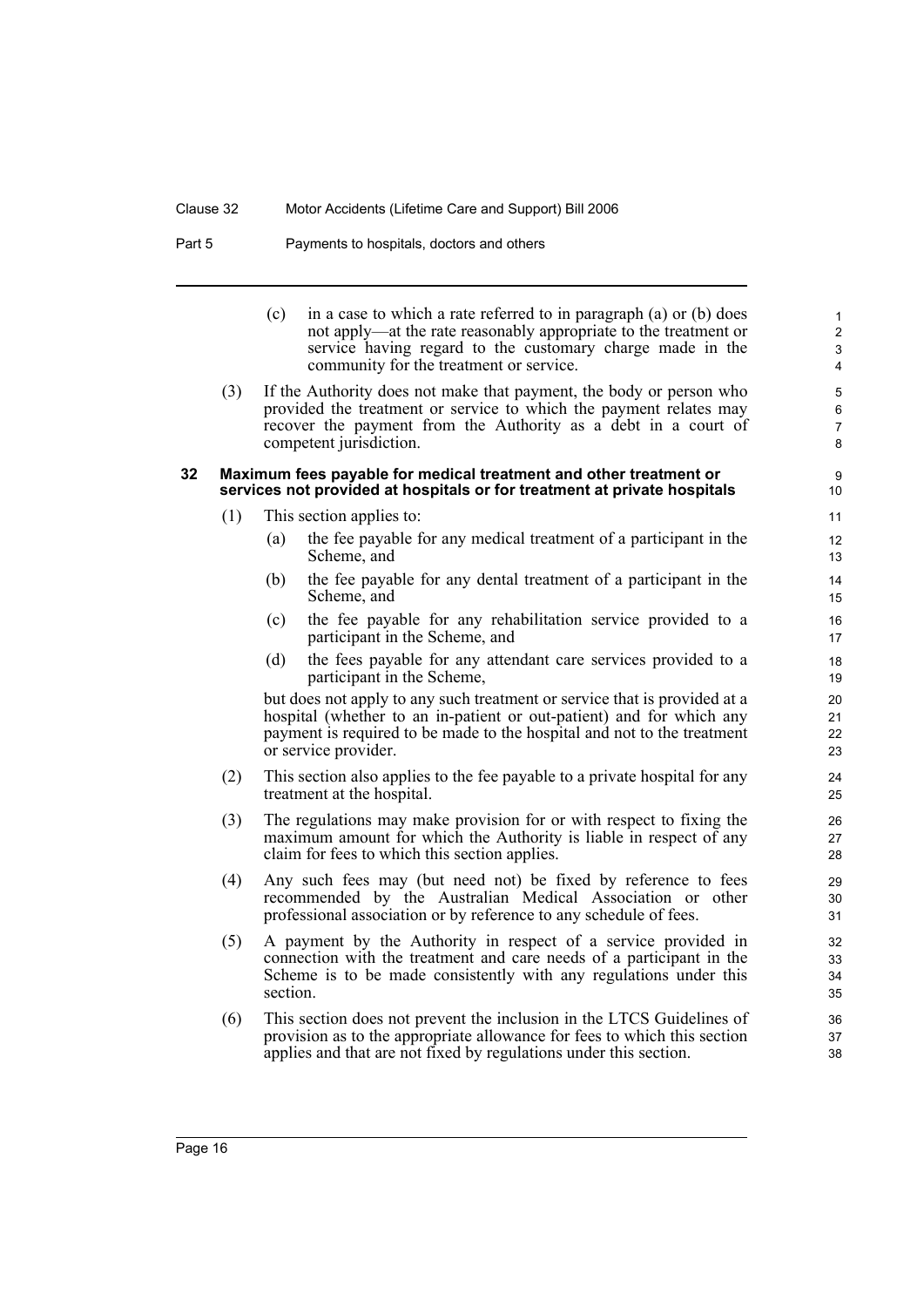(c) in a case to which a rate referred to in paragraph (a) or (b) does not apply—at the rate reasonably appropriate to the treatment or service having regard to the customary charge made in the community for the treatment or service.

(3) If the Authority does not make that payment, the body or person who provided the treatment or service to which the payment relates may recover the payment from the Authority as a debt in a court of competent jurisdiction.

**32 Maximum fees payable for medical treatment and other treatment or services not provided at hospitals or for treatment at private hospitals**

(1) This section applies to:

(a) the fee payable for any medical treatment of a participant in the Scheme, and

(b) the fee payable for any dental treatment of a participant in the Scheme, and

(c) the fee payable for any rehabilitation service provided to a participant in the Scheme, and

(d) the fees payable for any attendant care services provided to a participant in the Scheme,

but does not apply to any such treatment or service that is provided at a hospital (whether to an in-patient or out-patient) and for which any payment is required to be made to the hospital and not to the treatment or service provider.

(2) This section also applies to the fee payable to a private hospital for any treatment at the hospital.

(3) The regulations may make provision for or with respect to fixing the maximum amount for which the Authority is liable in respect of any claim for fees to which this section applies.

(4) Any such fees may (but need not) be fixed by reference to fees recommended by the Australian Medical Association or other professional association or by reference to any schedule of fees.

(5) A payment by the Authority in respect of a service provided in connection with the treatment and care needs of a participant in the Scheme is to be made consistently with any regulations under this section.

(6) This section does not prevent the inclusion in the LTCS Guidelines of provision as to the appropriate allowance for fees to which this section applies and that are not fixed by regulations under this section.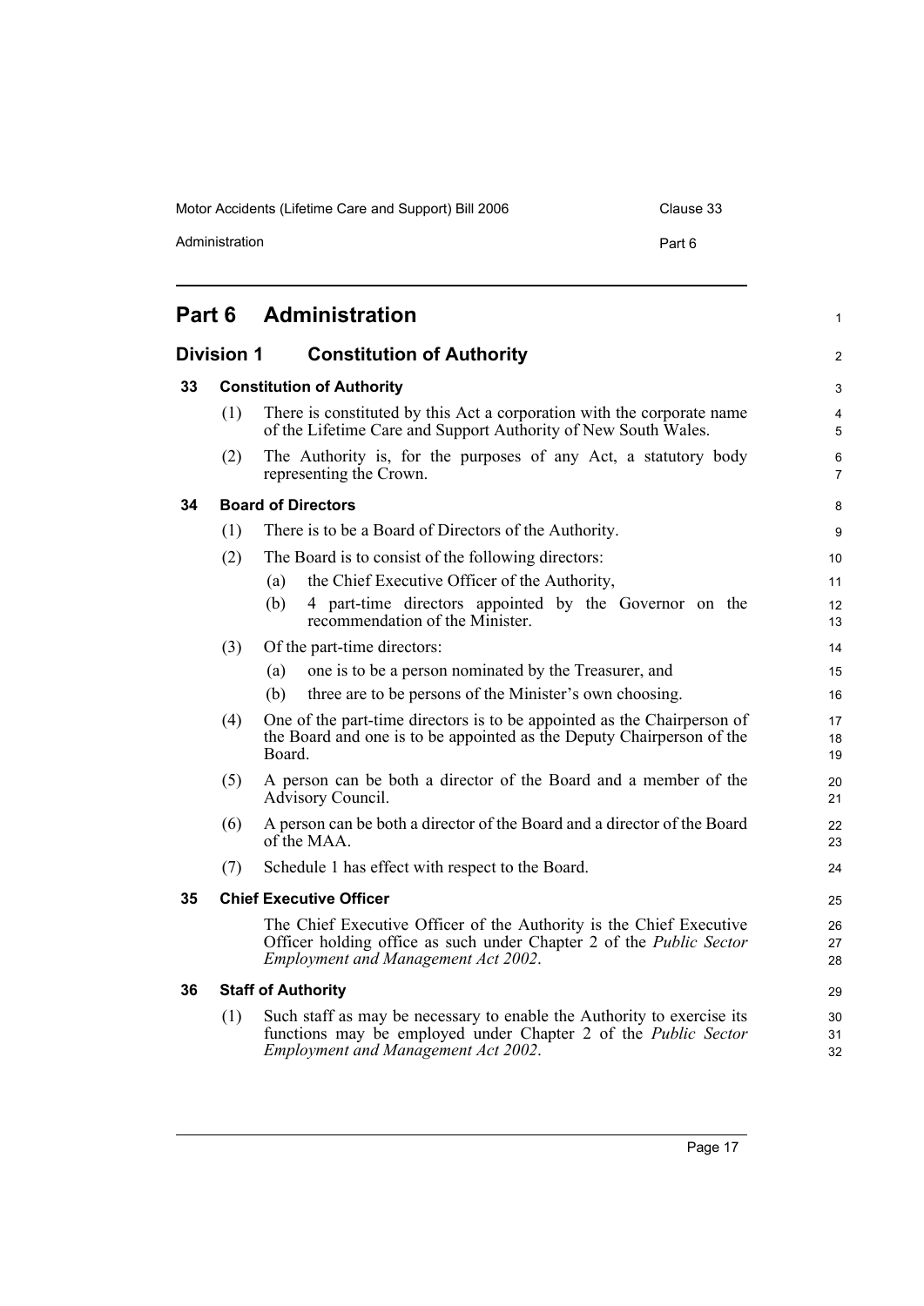# Part 6 Administration

## Division 1 Constitution of Authority

### 33 Constitution of Authority

(1) There is constituted by this Act a corporation with the corporate name of the Lifetime Care and Support Authority of New South Wales.

(2) The Authority is, for the purposes of any Act, a statutory body representing the Crown.

### 34 Board of Directors

(1) There is to be a Board of Directors of the Authority.

(2) The Board is to consist of the following directors:

(a) the Chief Executive Officer of the Authority,

(b) 4 part-time directors appointed by the Governor on the recommendation of the Minister.

(3) Of the part-time directors:

(a) one is to be a person nominated by the Treasurer, and

(b) three are to be persons of the Minister's own choosing.

(4) One of the part-time directors is to be appointed as the Chairperson of the Board and one is to be appointed as the Deputy Chairperson of the Board.

(5) A person can be both a director of the Board and a member of the Advisory Council.

(6) A person can be both a director of the Board and a director of the Board of the MAA.

(7) Schedule 1 has effect with respect to the Board.

### 35 Chief Executive Officer

The Chief Executive Officer of the Authority is the Chief Executive Officer holding office as such under Chapter 2 of the *Public Sector Employment and Management Act 2002*.

### 36 Staff of Authority

(1) Such staff as may be necessary to enable the Authority to exercise its functions may be employed under Chapter 2 of the *Public Sector Employment and Management Act 2002*.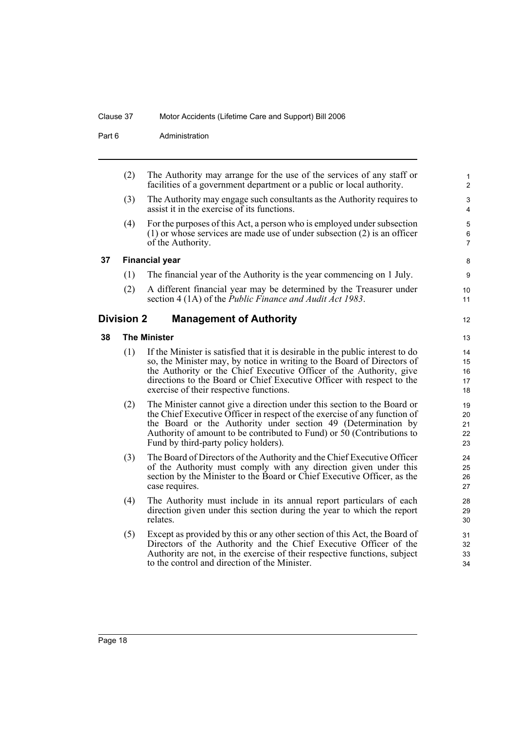(2) The Authority may arrange for the use of the services of any staff or facilities of a government department or a public or local authority.

(3) The Authority may engage such consultants as the Authority requires to assist it in the exercise of its functions.

(4) For the purposes of this Act, a person who is employed under subsection (1) or whose services are made use of under subsection (2) is an officer of the Authority.

#### 37 Financial year

(1) The financial year of the Authority is the year commencing on 1 July.

(2) A different financial year may be determined by the Treasurer under section 4 (1A) of the *Public Finance and Audit Act 1983*.

## Division 2 Management of Authority

#### 38 The Minister

(1) If the Minister is satisfied that it is desirable in the public interest to do so, the Minister may, by notice in writing to the Board of Directors of the Authority or the Chief Executive Officer of the Authority, give directions to the Board or Chief Executive Officer with respect to the exercise of their respective functions.

(2) The Minister cannot give a direction under this section to the Board or the Chief Executive Officer in respect of the exercise of any function of the Board or the Authority under section 49 (Determination by Authority of amount to be contributed to Fund) or 50 (Contributions to Fund by third-party policy holders).

(3) The Board of Directors of the Authority and the Chief Executive Officer of the Authority must comply with any direction given under this section by the Minister to the Board or Chief Executive Officer, as the case requires.

(4) The Authority must include in its annual report particulars of each direction given under this section during the year to which the report relates.

(5) Except as provided by this or any other section of this Act, the Board of Directors of the Authority and the Chief Executive Officer of the Authority are not, in the exercise of their respective functions, subject to the control and direction of the Minister.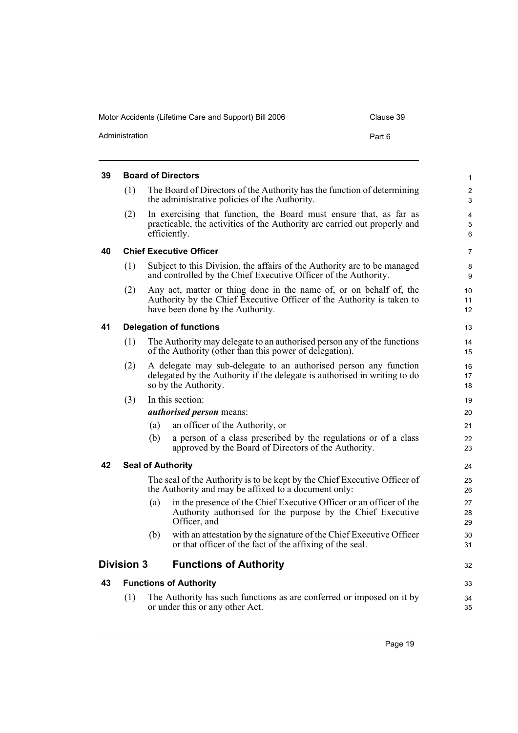#### 39 Board of Directors

(1) The Board of Directors of the Authority has the function of determining the administrative policies of the Authority.

(2) In exercising that function, the Board must ensure that, as far as practicable, the activities of the Authority are carried out properly and efficiently.

#### 40 Chief Executive Officer

(1) Subject to this Division, the affairs of the Authority are to be managed and controlled by the Chief Executive Officer of the Authority.

(2) Any act, matter or thing done in the name of, or on behalf of, the Authority by the Chief Executive Officer of the Authority is taken to have been done by the Authority.

#### 41 Delegation of functions

(1) The Authority may delegate to an authorised person any of the functions of the Authority (other than this power of delegation).

(2) A delegate may sub-delegate to an authorised person any function delegated by the Authority if the delegate is authorised in writing to do so by the Authority.

(3) In this section:

***authorised person*** means:

(a) an officer of the Authority, or

(b) a person of a class prescribed by the regulations or of a class approved by the Board of Directors of the Authority.

#### 42 Seal of Authority

The seal of the Authority is to be kept by the Chief Executive Officer of the Authority and may be affixed to a document only:

(a) in the presence of the Chief Executive Officer or an officer of the Authority authorised for the purpose by the Chief Executive Officer, and

(b) with an attestation by the signature of the Chief Executive Officer or that officer of the fact of the affixing of the seal.

## Division 3 Functions of Authority

#### 43 Functions of Authority

(1) The Authority has such functions as are conferred or imposed on it by or under this or any other Act.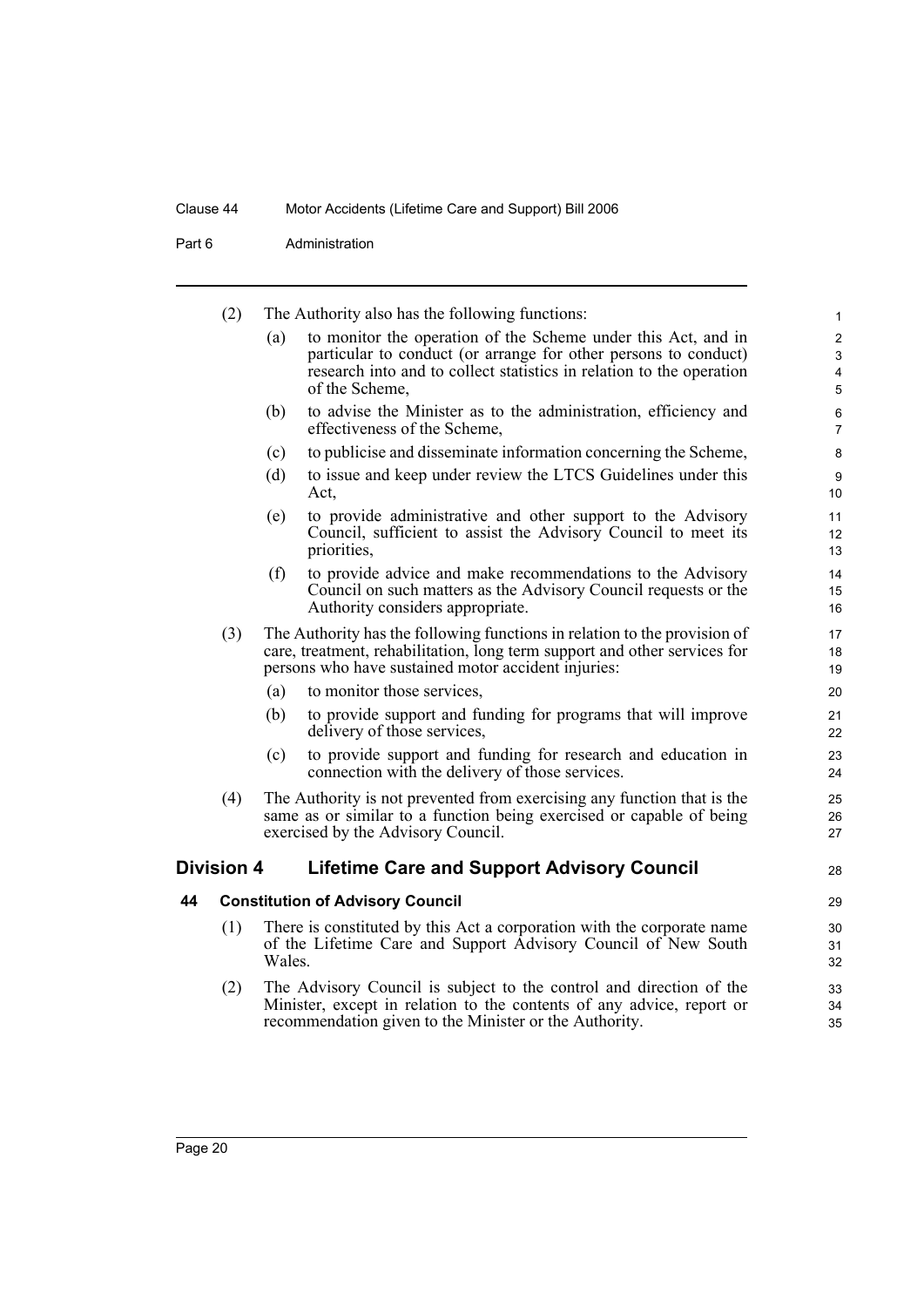(2) The Authority also has the following functions:

(a) to monitor the operation of the Scheme under this Act, and in particular to conduct (or arrange for other persons to conduct) research into and to collect statistics in relation to the operation of the Scheme,

(b) to advise the Minister as to the administration, efficiency and effectiveness of the Scheme,

(c) to publicise and disseminate information concerning the Scheme,

(d) to issue and keep under review the LTCS Guidelines under this Act,

(e) to provide administrative and other support to the Advisory Council, sufficient to assist the Advisory Council to meet its priorities,

(f) to provide advice and make recommendations to the Advisory Council on such matters as the Advisory Council requests or the Authority considers appropriate.

(3) The Authority has the following functions in relation to the provision of care, treatment, rehabilitation, long term support and other services for persons who have sustained motor accident injuries:

(a) to monitor those services,

(b) to provide support and funding for programs that will improve delivery of those services,

(c) to provide support and funding for research and education in connection with the delivery of those services.

(4) The Authority is not prevented from exercising any function that is the same as or similar to a function being exercised or capable of being exercised by the Advisory Council.

## Division 4 Lifetime Care and Support Advisory Council

### 44 Constitution of Advisory Council

(1) There is constituted by this Act a corporation with the corporate name of the Lifetime Care and Support Advisory Council of New South Wales.

(2) The Advisory Council is subject to the control and direction of the Minister, except in relation to the contents of any advice, report or recommendation given to the Minister or the Authority.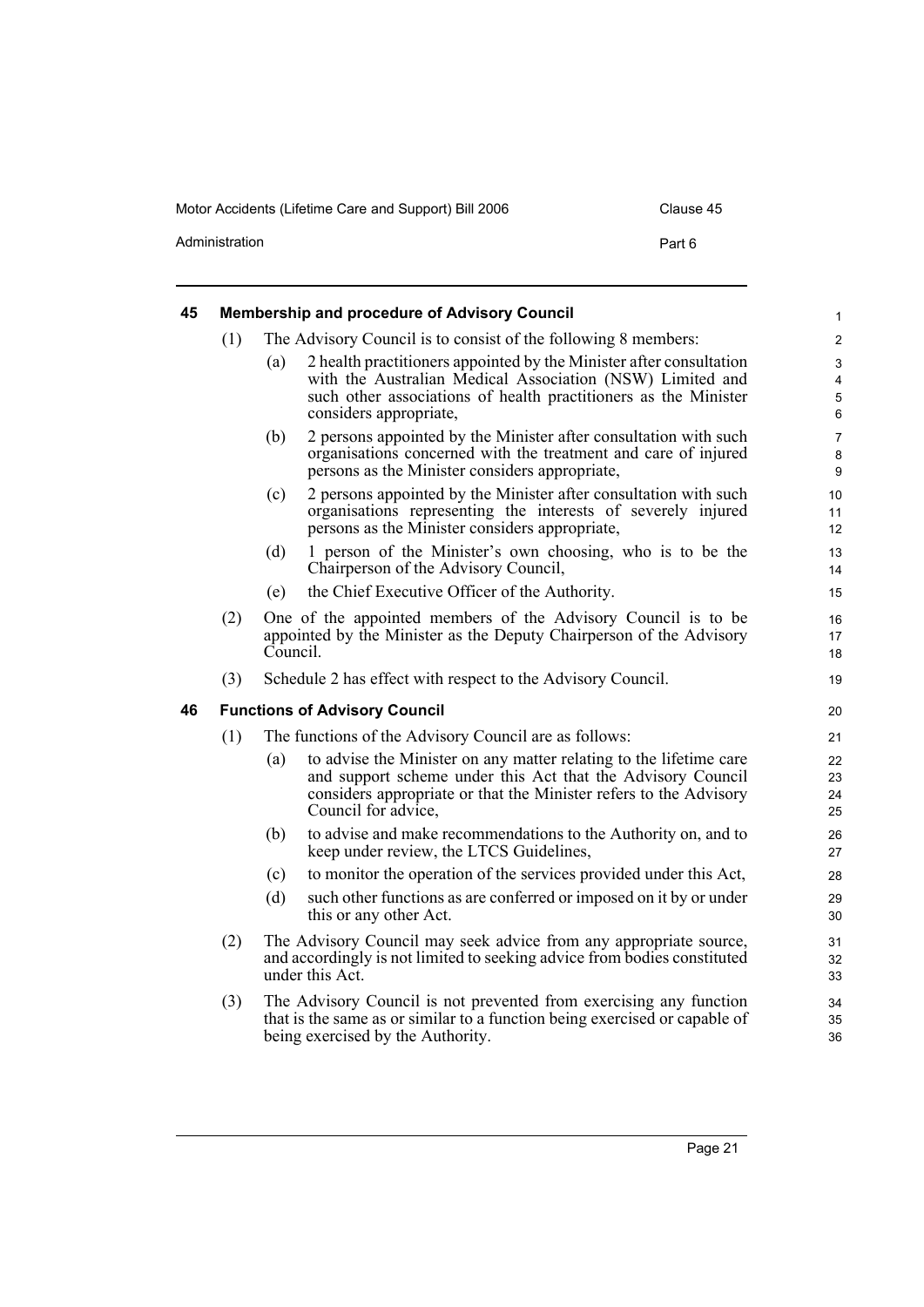## 45 Membership and procedure of Advisory Council

(1) The Advisory Council is to consist of the following 8 members:

(a) 2 health practitioners appointed by the Minister after consultation with the Australian Medical Association (NSW) Limited and such other associations of health practitioners as the Minister considers appropriate,

(b) 2 persons appointed by the Minister after consultation with such organisations concerned with the treatment and care of injured persons as the Minister considers appropriate,

(c) 2 persons appointed by the Minister after consultation with such organisations representing the interests of severely injured persons as the Minister considers appropriate,

(d) 1 person of the Minister's own choosing, who is to be the Chairperson of the Advisory Council,

(e) the Chief Executive Officer of the Authority.

(2) One of the appointed members of the Advisory Council is to be appointed by the Minister as the Deputy Chairperson of the Advisory Council.

(3) Schedule 2 has effect with respect to the Advisory Council.

## 46 Functions of Advisory Council

(1) The functions of the Advisory Council are as follows:

(a) to advise the Minister on any matter relating to the lifetime care and support scheme under this Act that the Advisory Council considers appropriate or that the Minister refers to the Advisory Council for advice,

(b) to advise and make recommendations to the Authority on, and to keep under review, the LTCS Guidelines,

(c) to monitor the operation of the services provided under this Act,

(d) such other functions as are conferred or imposed on it by or under this or any other Act.

(2) The Advisory Council may seek advice from any appropriate source, and accordingly is not limited to seeking advice from bodies constituted under this Act.

(3) The Advisory Council is not prevented from exercising any function that is the same as or similar to a function being exercised or capable of being exercised by the Authority.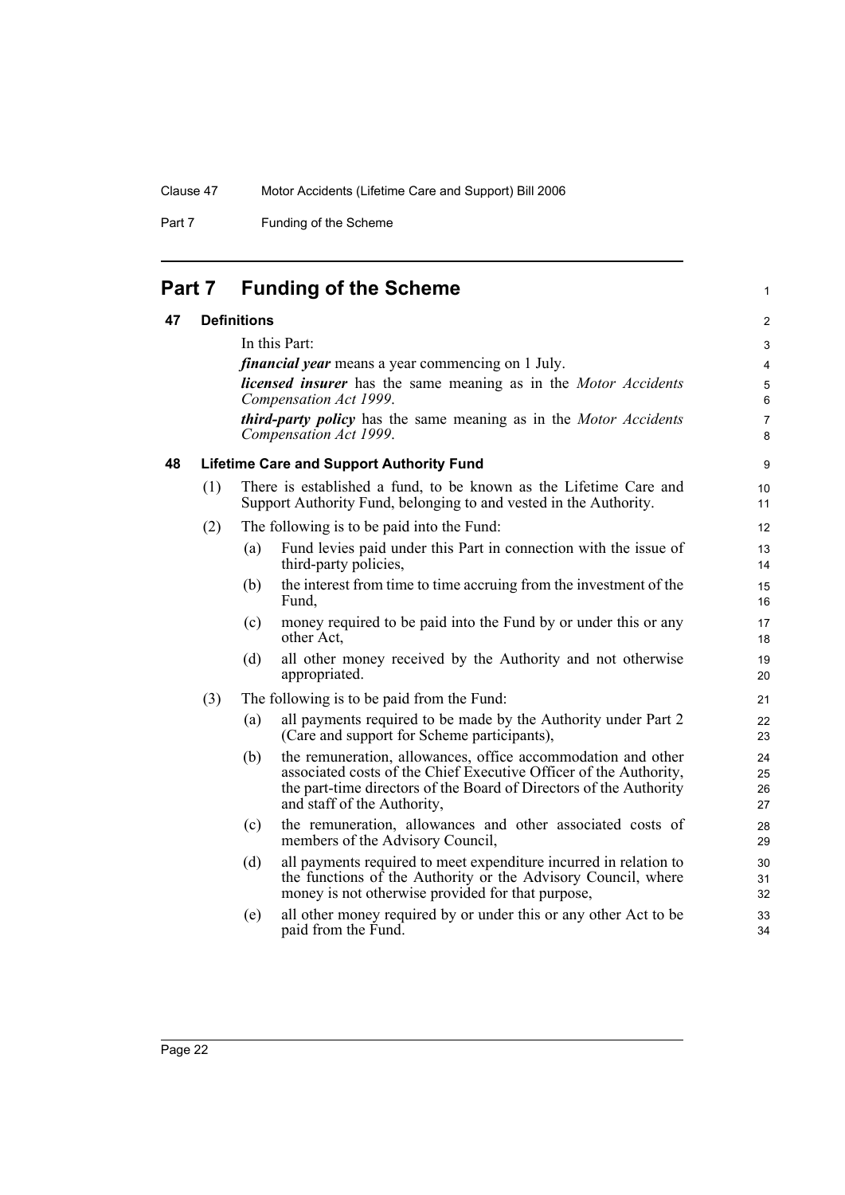# Part 7 Funding of the Scheme

## 47 Definitions

In this Part:

***financial year*** means a year commencing on 1 July.

***licensed insurer*** has the same meaning as in the *Motor Accidents Compensation Act 1999*.

***third-party policy*** has the same meaning as in the *Motor Accidents Compensation Act 1999*.

## 48 Lifetime Care and Support Authority Fund

(1) There is established a fund, to be known as the Lifetime Care and Support Authority Fund, belonging to and vested in the Authority.

(2) The following is to be paid into the Fund:

- (a) Fund levies paid under this Part in connection with the issue of third-party policies,
- (b) the interest from time to time accruing from the investment of the Fund,
- (c) money required to be paid into the Fund by or under this or any other Act,
- (d) all other money received by the Authority and not otherwise appropriated.

(3) The following is to be paid from the Fund:

- (a) all payments required to be made by the Authority under Part 2 (Care and support for Scheme participants),
- (b) the remuneration, allowances, office accommodation and other associated costs of the Chief Executive Officer of the Authority, the part-time directors of the Board of Directors of the Authority and staff of the Authority,
- (c) the remuneration, allowances and other associated costs of members of the Advisory Council,
- (d) all payments required to meet expenditure incurred in relation to the functions of the Authority or the Advisory Council, where money is not otherwise provided for that purpose,
- (e) all other money required by or under this or any other Act to be paid from the Fund.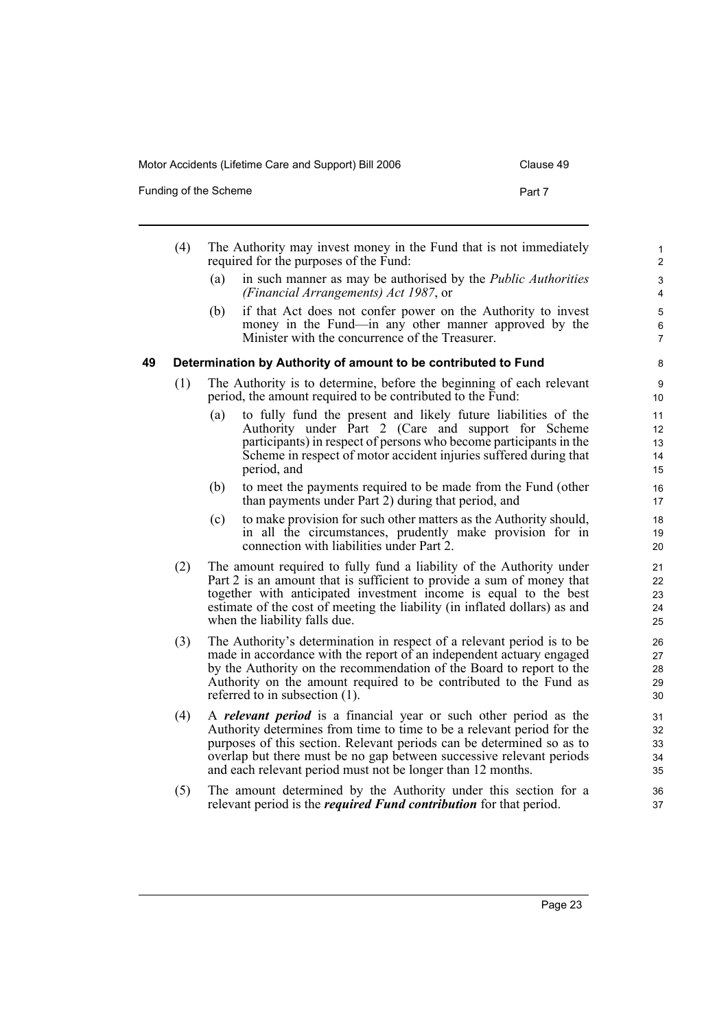(4) The Authority may invest money in the Fund that is not immediately required for the purposes of the Fund:

(a) in such manner as may be authorised by the *Public Authorities (Financial Arrangements) Act 1987*, or

(b) if that Act does not confer power on the Authority to invest money in the Fund—in any other manner approved by the Minister with the concurrence of the Treasurer.

### 49 Determination by Authority of amount to be contributed to Fund

(1) The Authority is to determine, before the beginning of each relevant period, the amount required to be contributed to the Fund:

(a) to fully fund the present and likely future liabilities of the Authority under Part 2 (Care and support for Scheme participants) in respect of persons who become participants in the Scheme in respect of motor accident injuries suffered during that period, and

(b) to meet the payments required to be made from the Fund (other than payments under Part 2) during that period, and

(c) to make provision for such other matters as the Authority should, in all the circumstances, prudently make provision for in connection with liabilities under Part 2.

(2) The amount required to fully fund a liability of the Authority under Part 2 is an amount that is sufficient to provide a sum of money that together with anticipated investment income is equal to the best estimate of the cost of meeting the liability (in inflated dollars) as and when the liability falls due.

(3) The Authority's determination in respect of a relevant period is to be made in accordance with the report of an independent actuary engaged by the Authority on the recommendation of the Board to report to the Authority on the amount required to be contributed to the Fund as referred to in subsection (1).

(4) A ***relevant period*** is a financial year or such other period as the Authority determines from time to time to be a relevant period for the purposes of this section. Relevant periods can be determined so as to overlap but there must be no gap between successive relevant periods and each relevant period must not be longer than 12 months.

(5) The amount determined by the Authority under this section for a relevant period is the ***required Fund contribution*** for that period.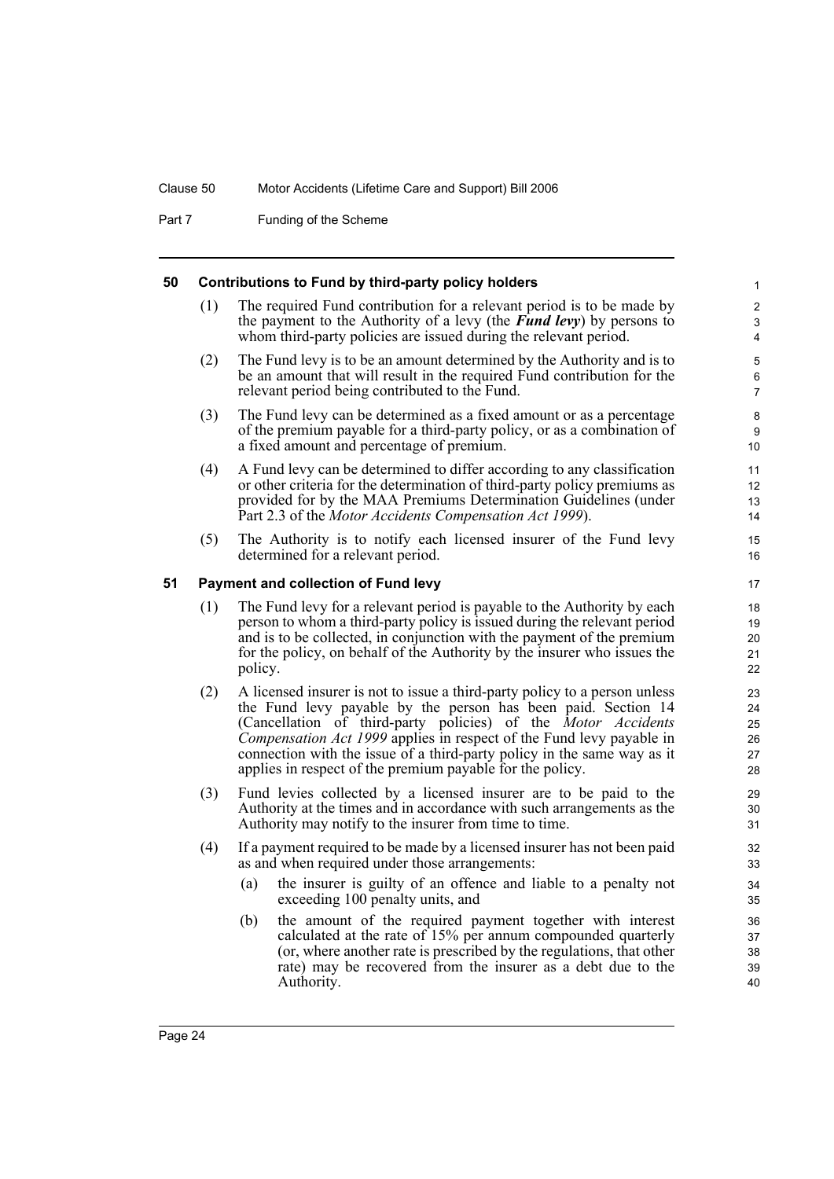#### 50 Contributions to Fund by third-party policy holders

(1) The required Fund contribution for a relevant period is to be made by the payment to the Authority of a levy (the ***Fund levy***) by persons to whom third-party policies are issued during the relevant period.

(2) The Fund levy is to be an amount determined by the Authority and is to be an amount that will result in the required Fund contribution for the relevant period being contributed to the Fund.

(3) The Fund levy can be determined as a fixed amount or as a percentage of the premium payable for a third-party policy, or as a combination of a fixed amount and percentage of premium.

(4) A Fund levy can be determined to differ according to any classification or other criteria for the determination of third-party policy premiums as provided for by the MAA Premiums Determination Guidelines (under Part 2.3 of the *Motor Accidents Compensation Act 1999*).

(5) The Authority is to notify each licensed insurer of the Fund levy determined for a relevant period.

#### 51 Payment and collection of Fund levy

(1) The Fund levy for a relevant period is payable to the Authority by each person to whom a third-party policy is issued during the relevant period and is to be collected, in conjunction with the payment of the premium for the policy, on behalf of the Authority by the insurer who issues the policy.

(2) A licensed insurer is not to issue a third-party policy to a person unless the Fund levy payable by the person has been paid. Section 14 (Cancellation of third-party policies) of the *Motor Accidents Compensation Act 1999* applies in respect of the Fund levy payable in connection with the issue of a third-party policy in the same way as it applies in respect of the premium payable for the policy.

(3) Fund levies collected by a licensed insurer are to be paid to the Authority at the times and in accordance with such arrangements as the Authority may notify to the insurer from time to time.

(4) If a payment required to be made by a licensed insurer has not been paid as and when required under those arrangements:

- (a) the insurer is guilty of an offence and liable to a penalty not exceeding 100 penalty units, and
- (b) the amount of the required payment together with interest calculated at the rate of 15% per annum compounded quarterly (or, where another rate is prescribed by the regulations, that other rate) may be recovered from the insurer as a debt due to the Authority.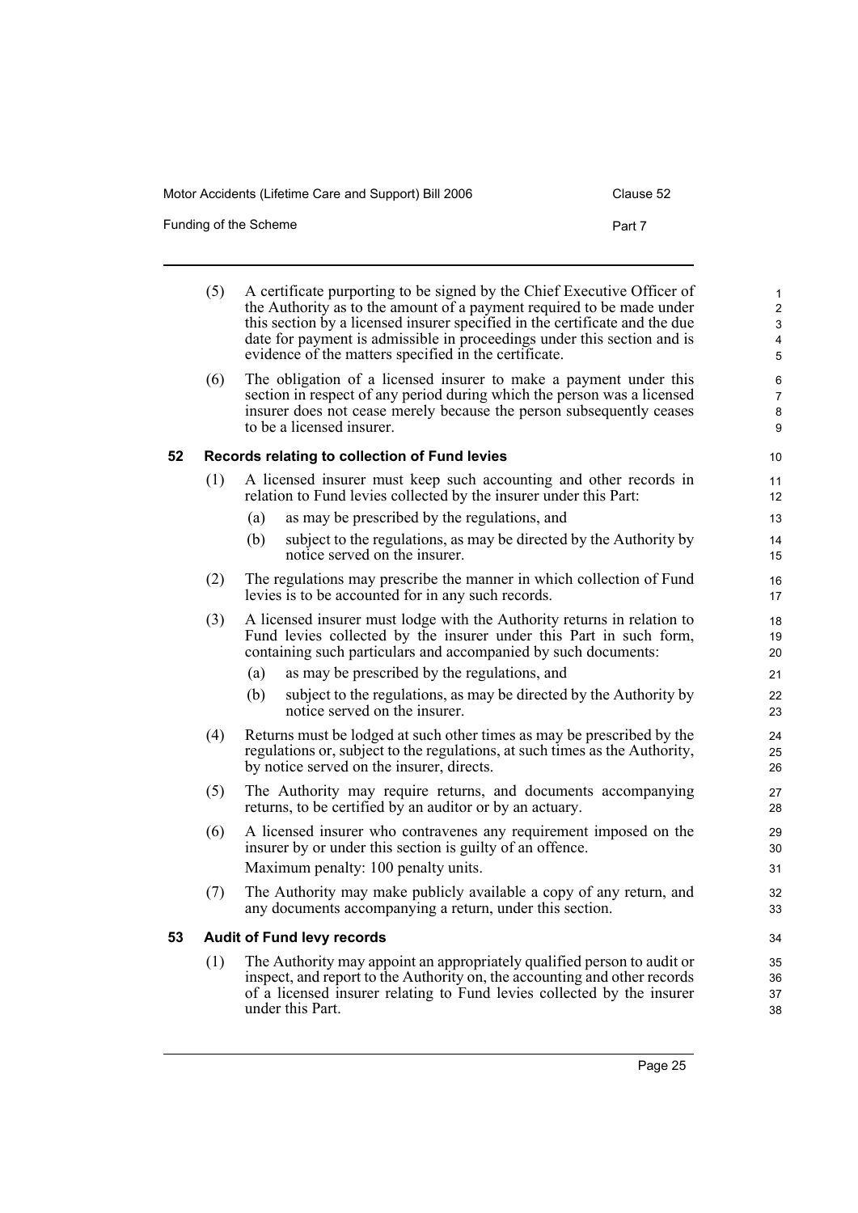(5) A certificate purporting to be signed by the Chief Executive Officer of the Authority as to the amount of a payment required to be made under this section by a licensed insurer specified in the certificate and the due date for payment is admissible in proceedings under this section and is evidence of the matters specified in the certificate.

(6) The obligation of a licensed insurer to make a payment under this section in respect of any period during which the person was a licensed insurer does not cease merely because the person subsequently ceases to be a licensed insurer.

### 52 Records relating to collection of Fund levies

(1) A licensed insurer must keep such accounting and other records in relation to Fund levies collected by the insurer under this Part:

- (a) as may be prescribed by the regulations, and
- (b) subject to the regulations, as may be directed by the Authority by notice served on the insurer.

(2) The regulations may prescribe the manner in which collection of Fund levies is to be accounted for in any such records.

(3) A licensed insurer must lodge with the Authority returns in relation to Fund levies collected by the insurer under this Part in such form, containing such particulars and accompanied by such documents:

- (a) as may be prescribed by the regulations, and
- (b) subject to the regulations, as may be directed by the Authority by notice served on the insurer.

(4) Returns must be lodged at such other times as may be prescribed by the regulations or, subject to the regulations, at such times as the Authority, by notice served on the insurer, directs.

(5) The Authority may require returns, and documents accompanying returns, to be certified by an auditor or by an actuary.

(6) A licensed insurer who contravenes any requirement imposed on the insurer by or under this section is guilty of an offence.

Maximum penalty: 100 penalty units.

(7) The Authority may make publicly available a copy of any return, and any documents accompanying a return, under this section.

### 53 Audit of Fund levy records

(1) The Authority may appoint an appropriately qualified person to audit or inspect, and report to the Authority on, the accounting and other records of a licensed insurer relating to Fund levies collected by the insurer under this Part.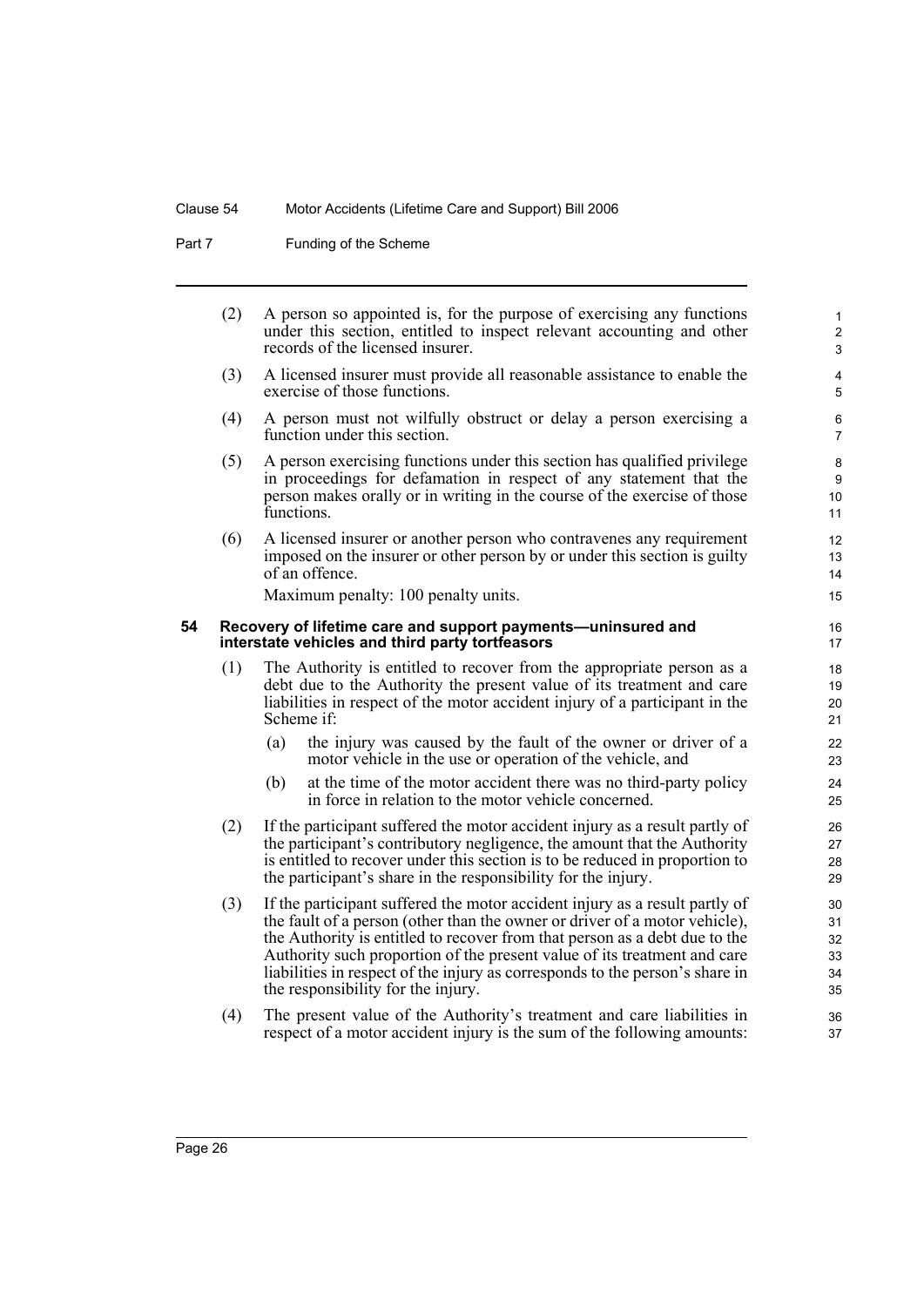(2) A person so appointed is, for the purpose of exercising any functions under this section, entitled to inspect relevant accounting and other records of the licensed insurer.

(3) A licensed insurer must provide all reasonable assistance to enable the exercise of those functions.

(4) A person must not wilfully obstruct or delay a person exercising a function under this section.

(5) A person exercising functions under this section has qualified privilege in proceedings for defamation in respect of any statement that the person makes orally or in writing in the course of the exercise of those functions.

(6) A licensed insurer or another person who contravenes any requirement imposed on the insurer or other person by or under this section is guilty of an offence.

Maximum penalty: 100 penalty units.

### 54 Recovery of lifetime care and support payments—uninsured and interstate vehicles and third party tortfeasors

(1) The Authority is entitled to recover from the appropriate person as a debt due to the Authority the present value of its treatment and care liabilities in respect of the motor accident injury of a participant in the Scheme if:

(a) the injury was caused by the fault of the owner or driver of a motor vehicle in the use or operation of the vehicle, and

(b) at the time of the motor accident there was no third-party policy in force in relation to the motor vehicle concerned.

(2) If the participant suffered the motor accident injury as a result partly of the participant's contributory negligence, the amount that the Authority is entitled to recover under this section is to be reduced in proportion to the participant's share in the responsibility for the injury.

(3) If the participant suffered the motor accident injury as a result partly of the fault of a person (other than the owner or driver of a motor vehicle), the Authority is entitled to recover from that person as a debt due to the Authority such proportion of the present value of its treatment and care liabilities in respect of the injury as corresponds to the person's share in the responsibility for the injury.

(4) The present value of the Authority's treatment and care liabilities in respect of a motor accident injury is the sum of the following amounts: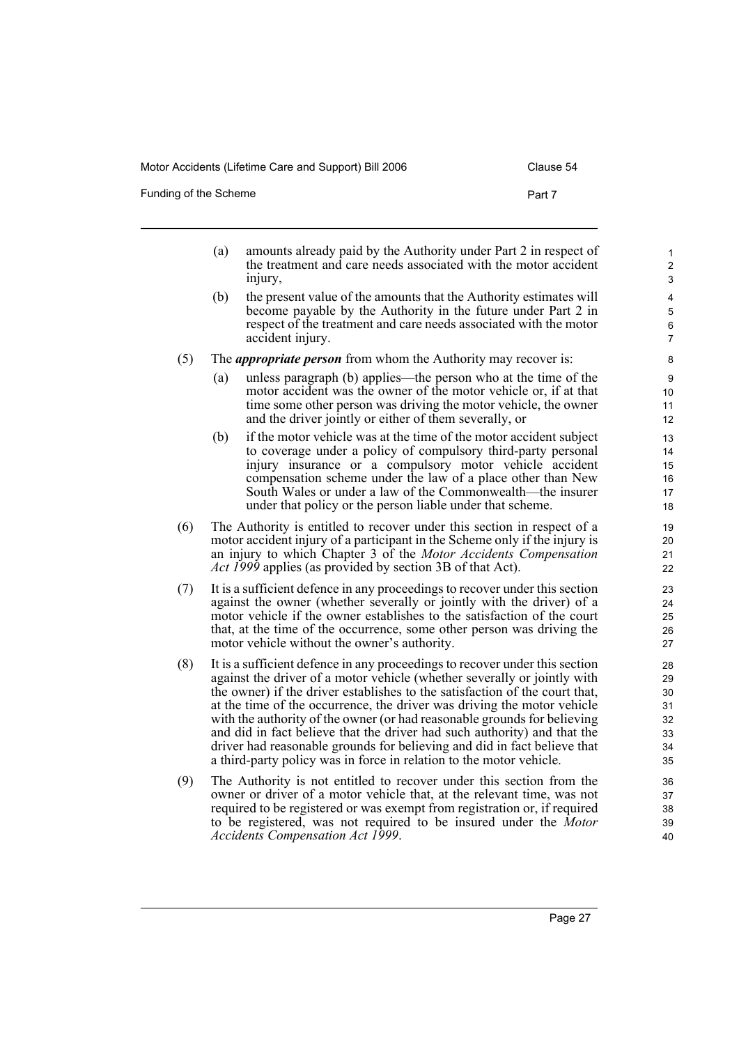(a) amounts already paid by the Authority under Part 2 in respect of the treatment and care needs associated with the motor accident injury,

(b) the present value of the amounts that the Authority estimates will become payable by the Authority in the future under Part 2 in respect of the treatment and care needs associated with the motor accident injury.

(5) The ***appropriate person*** from whom the Authority may recover is:

(a) unless paragraph (b) applies—the person who at the time of the motor accident was the owner of the motor vehicle or, if at that time some other person was driving the motor vehicle, the owner and the driver jointly or either of them severally, or

(b) if the motor vehicle was at the time of the motor accident subject to coverage under a policy of compulsory third-party personal injury insurance or a compulsory motor vehicle accident compensation scheme under the law of a place other than New South Wales or under a law of the Commonwealth—the insurer under that policy or the person liable under that scheme.

(6) The Authority is entitled to recover under this section in respect of a motor accident injury of a participant in the Scheme only if the injury is an injury to which Chapter 3 of the *Motor Accidents Compensation Act 1999* applies (as provided by section 3B of that Act).

(7) It is a sufficient defence in any proceedings to recover under this section against the owner (whether severally or jointly with the driver) of a motor vehicle if the owner establishes to the satisfaction of the court that, at the time of the occurrence, some other person was driving the motor vehicle without the owner's authority.

(8) It is a sufficient defence in any proceedings to recover under this section against the driver of a motor vehicle (whether severally or jointly with the owner) if the driver establishes to the satisfaction of the court that, at the time of the occurrence, the driver was driving the motor vehicle with the authority of the owner (or had reasonable grounds for believing and did in fact believe that the driver had such authority) and that the driver had reasonable grounds for believing and did in fact believe that a third-party policy was in force in relation to the motor vehicle.

(9) The Authority is not entitled to recover under this section from the owner or driver of a motor vehicle that, at the relevant time, was not required to be registered or was exempt from registration or, if required to be registered, was not required to be insured under the *Motor Accidents Compensation Act 1999*.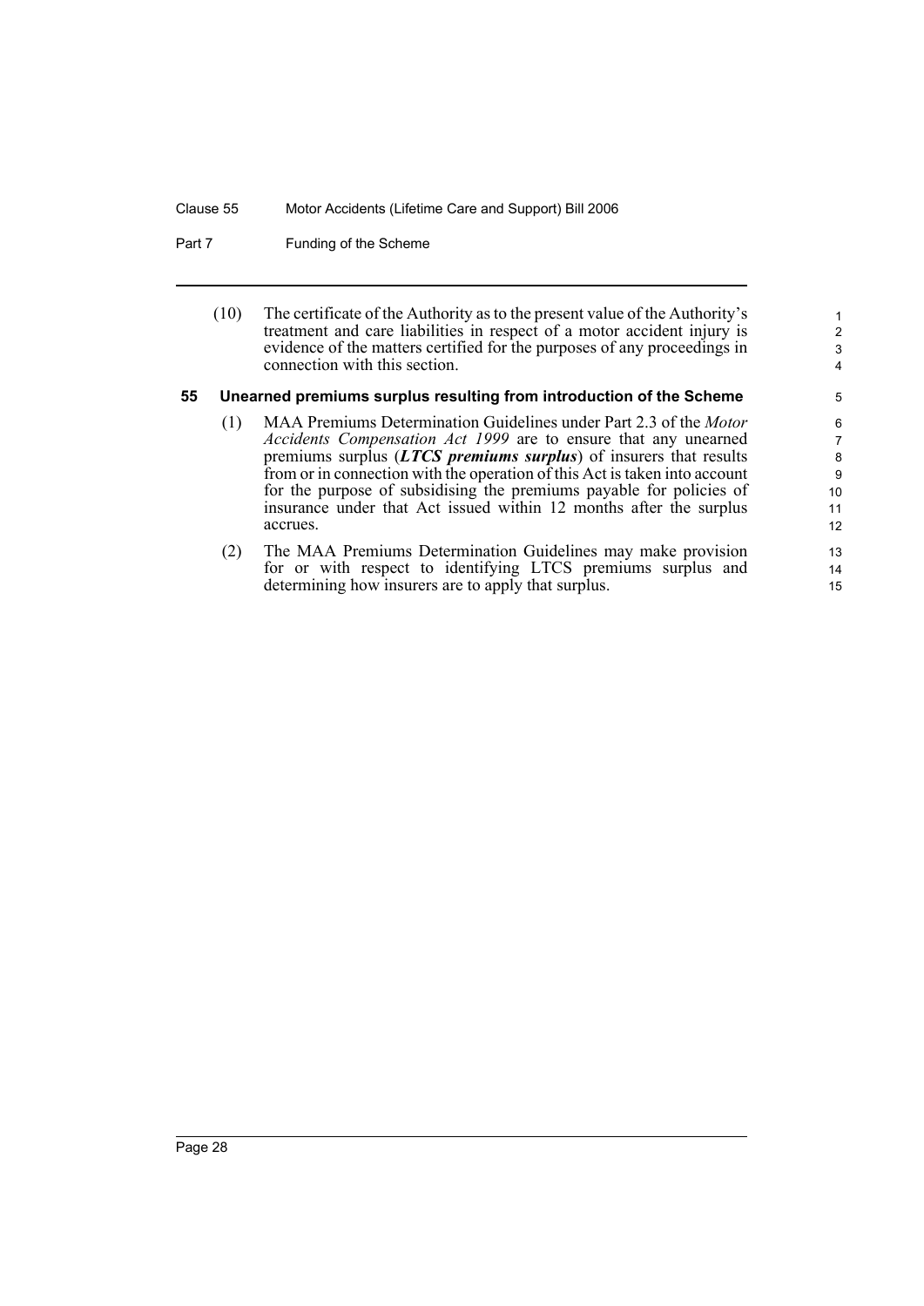(10) The certificate of the Authority as to the present value of the Authority's treatment and care liabilities in respect of a motor accident injury is evidence of the matters certified for the purposes of any proceedings in connection with this section.

### 55 Unearned premiums surplus resulting from introduction of the Scheme

(1) MAA Premiums Determination Guidelines under Part 2.3 of the *Motor Accidents Compensation Act 1999* are to ensure that any unearned premiums surplus (***LTCS premiums surplus***) of insurers that results from or in connection with the operation of this Act is taken into account for the purpose of subsidising the premiums payable for policies of insurance under that Act issued within 12 months after the surplus accrues.

(2) The MAA Premiums Determination Guidelines may make provision for or with respect to identifying LTCS premiums surplus and determining how insurers are to apply that surplus.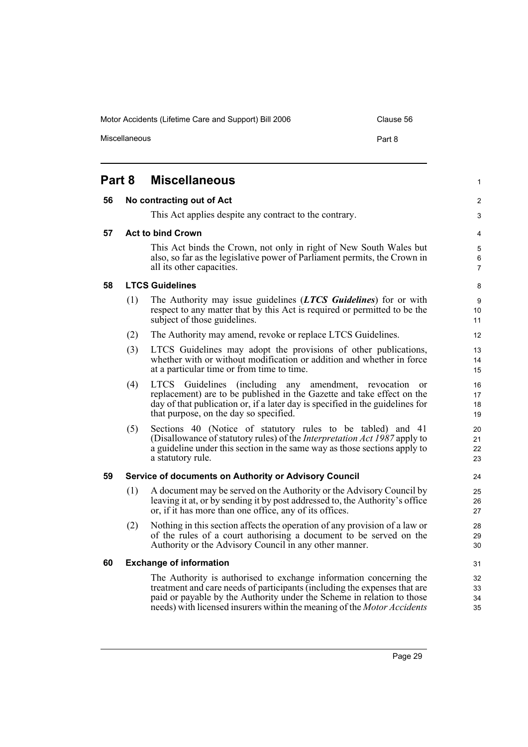# Part 8 Miscellaneous

## 56 No contracting out of Act

This Act applies despite any contract to the contrary.

## 57 Act to bind Crown

This Act binds the Crown, not only in right of New South Wales but also, so far as the legislative power of Parliament permits, the Crown in all its other capacities.

## 58 LTCS Guidelines

(1) The Authority may issue guidelines (***LTCS Guidelines***) for or with respect to any matter that by this Act is required or permitted to be the subject of those guidelines.

(2) The Authority may amend, revoke or replace LTCS Guidelines.

(3) LTCS Guidelines may adopt the provisions of other publications, whether with or without modification or addition and whether in force at a particular time or from time to time.

(4) LTCS Guidelines (including any amendment, revocation or replacement) are to be published in the Gazette and take effect on the day of that publication or, if a later day is specified in the guidelines for that purpose, on the day so specified.

(5) Sections 40 (Notice of statutory rules to be tabled) and 41 (Disallowance of statutory rules) of the *Interpretation Act 1987* apply to a guideline under this section in the same way as those sections apply to a statutory rule.

## 59 Service of documents on Authority or Advisory Council

(1) A document may be served on the Authority or the Advisory Council by leaving it at, or by sending it by post addressed to, the Authority's office or, if it has more than one office, any of its offices.

(2) Nothing in this section affects the operation of any provision of a law or of the rules of a court authorising a document to be served on the Authority or the Advisory Council in any other manner.

## 60 Exchange of information

The Authority is authorised to exchange information concerning the treatment and care needs of participants (including the expenses that are paid or payable by the Authority under the Scheme in relation to those needs) with licensed insurers within the meaning of the *Motor Accidents*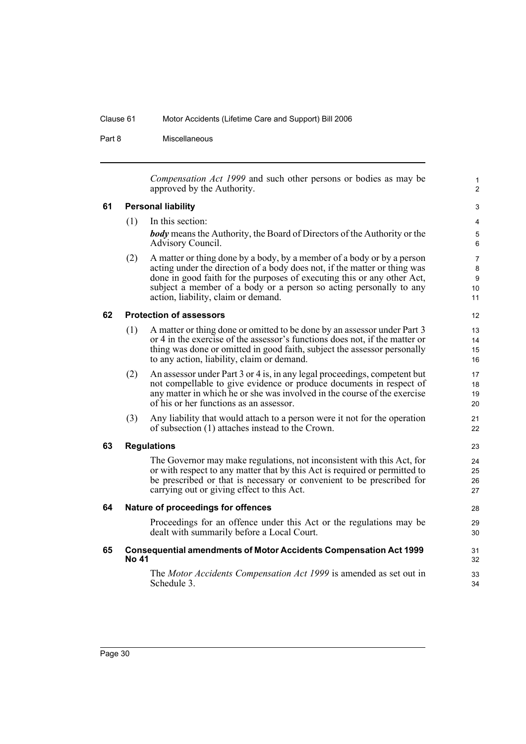*Compensation Act 1999* and such other persons or bodies as may be approved by the Authority.

### 61 Personal liability

(1) In this section:

***body*** means the Authority, the Board of Directors of the Authority or the Advisory Council.

(2) A matter or thing done by a body, by a member of a body or by a person acting under the direction of a body does not, if the matter or thing was done in good faith for the purposes of executing this or any other Act, subject a member of a body or a person so acting personally to any action, liability, claim or demand.

### 62 Protection of assessors

(1) A matter or thing done or omitted to be done by an assessor under Part 3 or 4 in the exercise of the assessor's functions does not, if the matter or thing was done or omitted in good faith, subject the assessor personally to any action, liability, claim or demand.

(2) An assessor under Part 3 or 4 is, in any legal proceedings, competent but not compellable to give evidence or produce documents in respect of any matter in which he or she was involved in the course of the exercise of his or her functions as an assessor.

(3) Any liability that would attach to a person were it not for the operation of subsection (1) attaches instead to the Crown.

### 63 Regulations

The Governor may make regulations, not inconsistent with this Act, for or with respect to any matter that by this Act is required or permitted to be prescribed or that is necessary or convenient to be prescribed for carrying out or giving effect to this Act.

### 64 Nature of proceedings for offences

Proceedings for an offence under this Act or the regulations may be dealt with summarily before a Local Court.

### 65 Consequential amendments of Motor Accidents Compensation Act 1999 No 41

The *Motor Accidents Compensation Act 1999* is amended as set out in Schedule 3.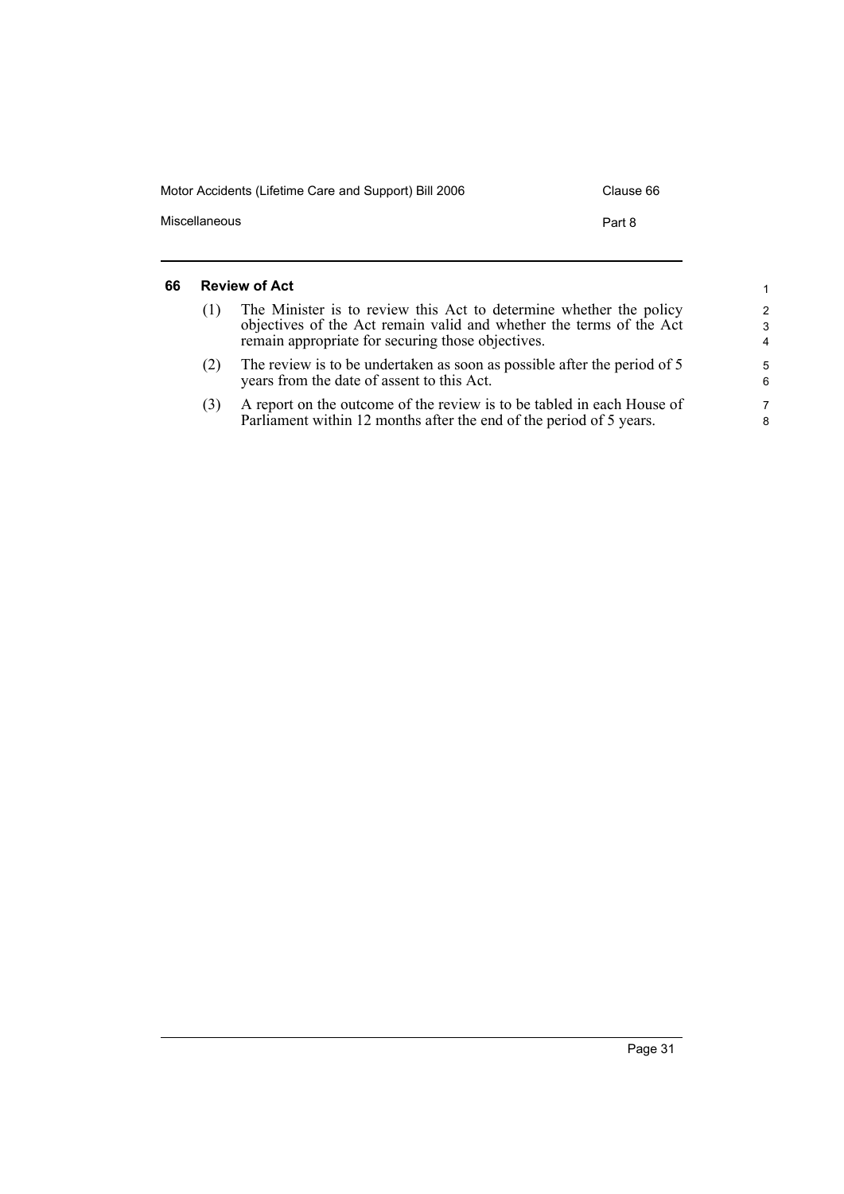### 66 Review of Act

(1) The Minister is to review this Act to determine whether the policy objectives of the Act remain valid and whether the terms of the Act remain appropriate for securing those objectives.

(2) The review is to be undertaken as soon as possible after the period of 5 years from the date of assent to this Act.

(3) A report on the outcome of the review is to be tabled in each House of Parliament within 12 months after the end of the period of 5 years.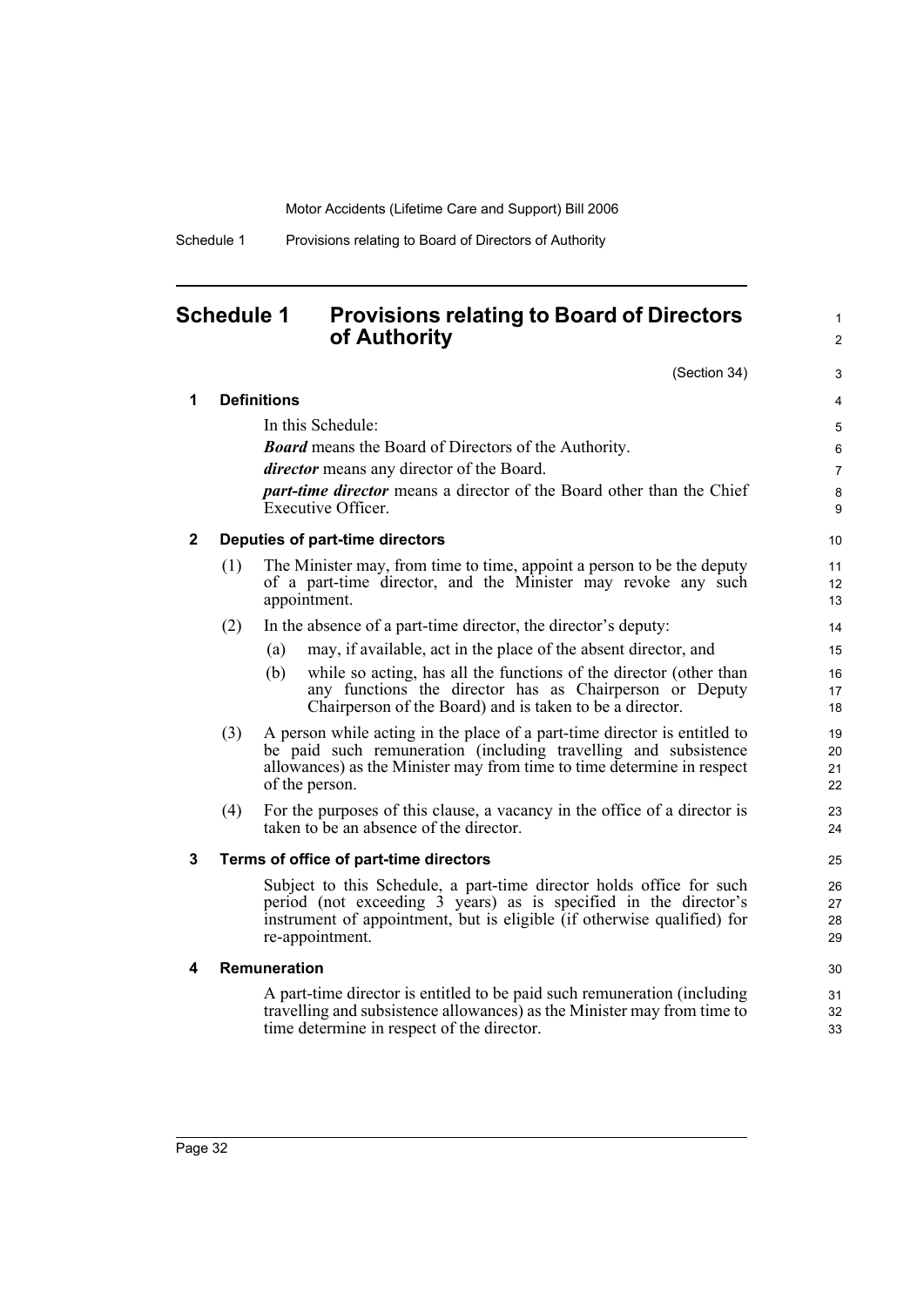# Schedule 1 Provisions relating to Board of Directors of Authority

(Section 34)

## 1 Definitions

In this Schedule:

***Board*** means the Board of Directors of the Authority.

***director*** means any director of the Board.

***part-time director*** means a director of the Board other than the Chief Executive Officer.

## 2 Deputies of part-time directors

(1) The Minister may, from time to time, appoint a person to be the deputy of a part-time director, and the Minister may revoke any such appointment.

(2) In the absence of a part-time director, the director's deputy:

- (a) may, if available, act in the place of the absent director, and
- (b) while so acting, has all the functions of the director (other than any functions the director has as Chairperson or Deputy Chairperson of the Board) and is taken to be a director.

(3) A person while acting in the place of a part-time director is entitled to be paid such remuneration (including travelling and subsistence allowances) as the Minister may from time to time determine in respect of the person.

(4) For the purposes of this clause, a vacancy in the office of a director is taken to be an absence of the director.

## 3 Terms of office of part-time directors

Subject to this Schedule, a part-time director holds office for such period (not exceeding 3 years) as is specified in the director's instrument of appointment, but is eligible (if otherwise qualified) for re-appointment.

## 4 Remuneration

A part-time director is entitled to be paid such remuneration (including travelling and subsistence allowances) as the Minister may from time to time determine in respect of the director.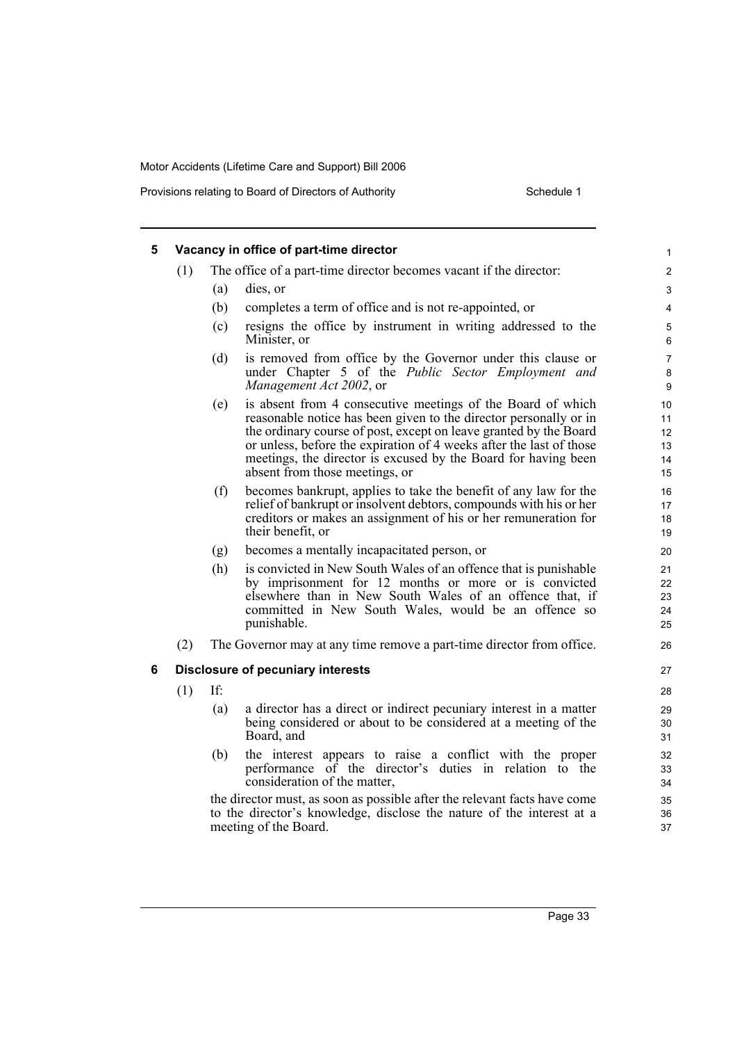## 5 Vacancy in office of part-time director

(1) The office of a part-time director becomes vacant if the director:

(a) dies, or

(b) completes a term of office and is not re-appointed, or

(c) resigns the office by instrument in writing addressed to the Minister, or

(d) is removed from office by the Governor under this clause or under Chapter 5 of the *Public Sector Employment and Management Act 2002*, or

(e) is absent from 4 consecutive meetings of the Board of which reasonable notice has been given to the director personally or in the ordinary course of post, except on leave granted by the Board or unless, before the expiration of 4 weeks after the last of those meetings, the director is excused by the Board for having been absent from those meetings, or

(f) becomes bankrupt, applies to take the benefit of any law for the relief of bankrupt or insolvent debtors, compounds with his or her creditors or makes an assignment of his or her remuneration for their benefit, or

(g) becomes a mentally incapacitated person, or

(h) is convicted in New South Wales of an offence that is punishable by imprisonment for 12 months or more or is convicted elsewhere than in New South Wales of an offence that, if committed in New South Wales, would be an offence so punishable.

(2) The Governor may at any time remove a part-time director from office.

## 6 Disclosure of pecuniary interests

(1) If:

(a) a director has a direct or indirect pecuniary interest in a matter being considered or about to be considered at a meeting of the Board, and

(b) the interest appears to raise a conflict with the proper performance of the director's duties in relation to the consideration of the matter,

the director must, as soon as possible after the relevant facts have come to the director's knowledge, disclose the nature of the interest at a meeting of the Board.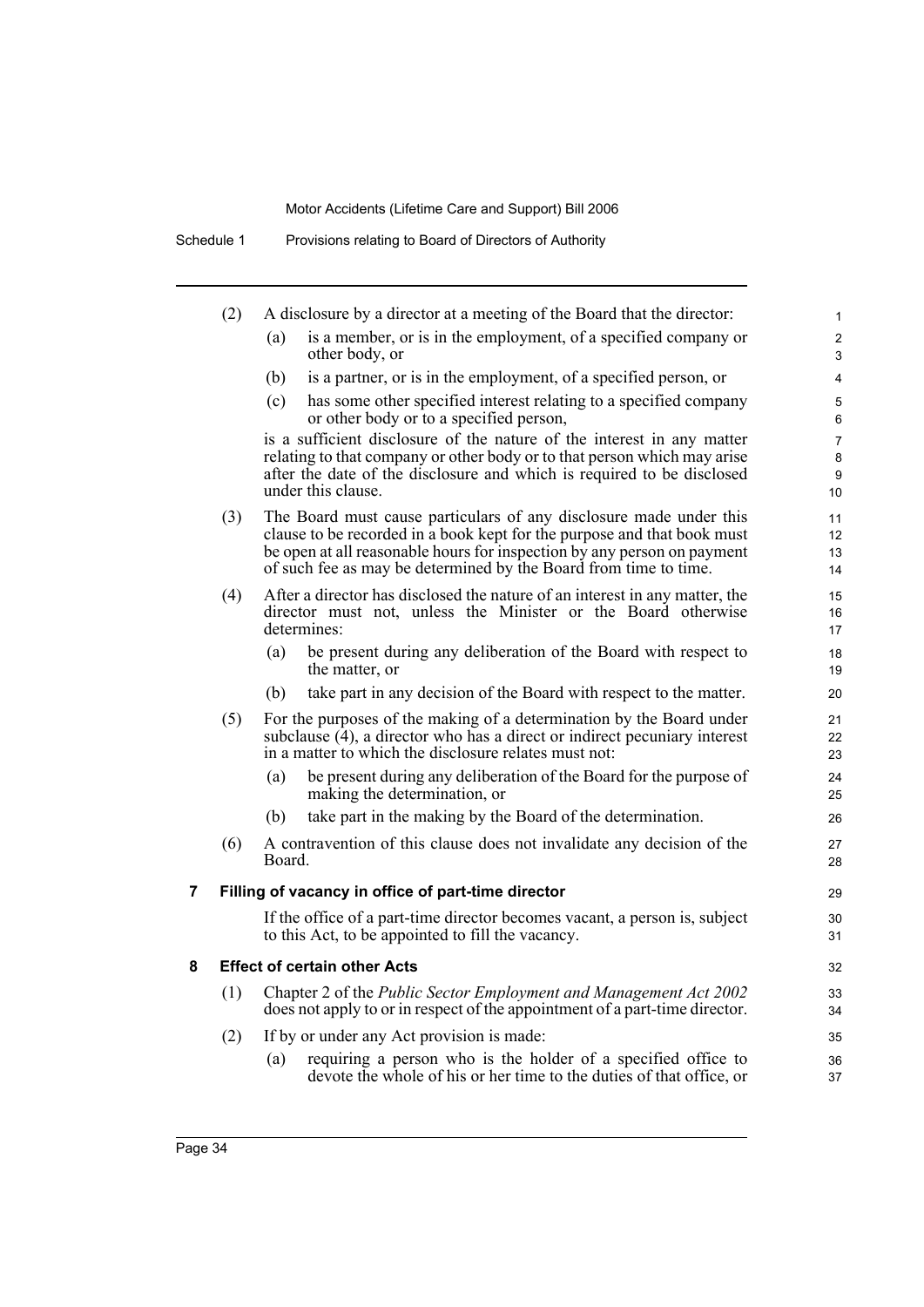(2) A disclosure by a director at a meeting of the Board that the director:

(a) is a member, or is in the employment, of a specified company or other body, or

(b) is a partner, or is in the employment, of a specified person, or

(c) has some other specified interest relating to a specified company or other body or to a specified person,

is a sufficient disclosure of the nature of the interest in any matter relating to that company or other body or to that person which may arise after the date of the disclosure and which is required to be disclosed under this clause.

(3) The Board must cause particulars of any disclosure made under this clause to be recorded in a book kept for the purpose and that book must be open at all reasonable hours for inspection by any person on payment of such fee as may be determined by the Board from time to time.

(4) After a director has disclosed the nature of an interest in any matter, the director must not, unless the Minister or the Board otherwise determines:

(a) be present during any deliberation of the Board with respect to the matter, or

(b) take part in any decision of the Board with respect to the matter.

(5) For the purposes of the making of a determination by the Board under subclause (4), a director who has a direct or indirect pecuniary interest in a matter to which the disclosure relates must not:

(a) be present during any deliberation of the Board for the purpose of making the determination, or

(b) take part in the making by the Board of the determination.

(6) A contravention of this clause does not invalidate any decision of the Board.

**7 Filling of vacancy in office of part-time director**

If the office of a part-time director becomes vacant, a person is, subject to this Act, to be appointed to fill the vacancy.

**8 Effect of certain other Acts**

(1) Chapter 2 of the *Public Sector Employment and Management Act 2002* does not apply to or in respect of the appointment of a part-time director.

(2) If by or under any Act provision is made:

(a) requiring a person who is the holder of a specified office to devote the whole of his or her time to the duties of that office, or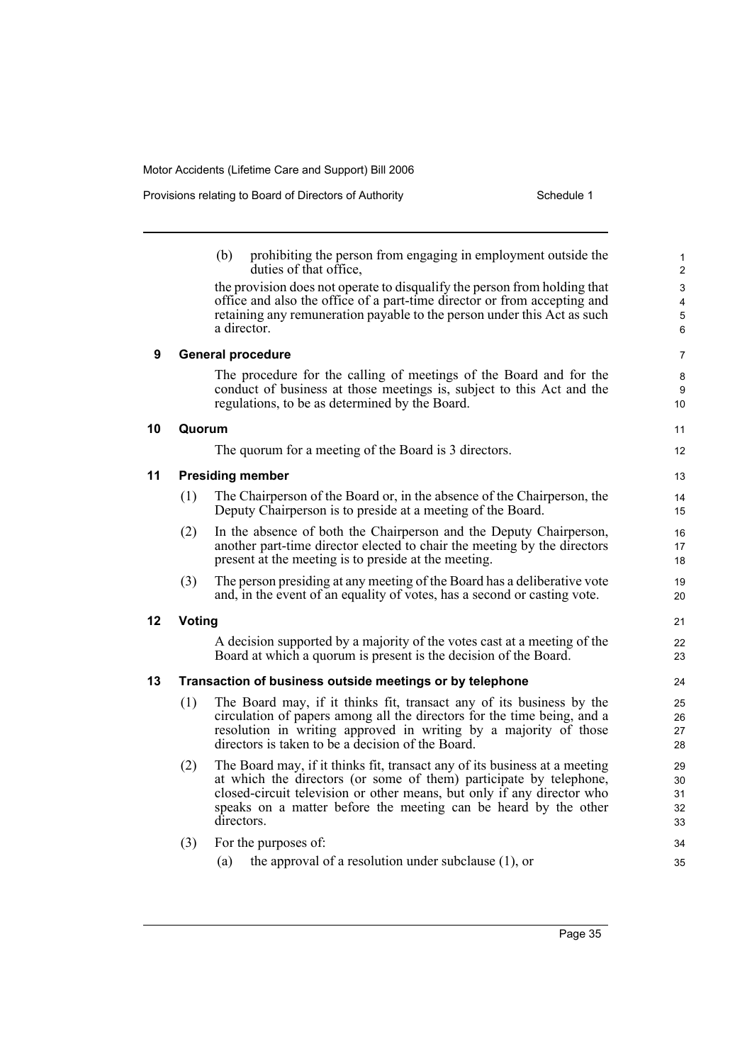(b) prohibiting the person from engaging in employment outside the duties of that office,

the provision does not operate to disqualify the person from holding that office and also the office of a part-time director or from accepting and retaining any remuneration payable to the person under this Act as such a director.

### 9 General procedure

The procedure for the calling of meetings of the Board and for the conduct of business at those meetings is, subject to this Act and the regulations, to be as determined by the Board.

### 10 Quorum

The quorum for a meeting of the Board is 3 directors.

### 11 Presiding member

(1) The Chairperson of the Board or, in the absence of the Chairperson, the Deputy Chairperson is to preside at a meeting of the Board.

(2) In the absence of both the Chairperson and the Deputy Chairperson, another part-time director elected to chair the meeting by the directors present at the meeting is to preside at the meeting.

(3) The person presiding at any meeting of the Board has a deliberative vote and, in the event of an equality of votes, has a second or casting vote.

### 12 Voting

A decision supported by a majority of the votes cast at a meeting of the Board at which a quorum is present is the decision of the Board.

### 13 Transaction of business outside meetings or by telephone

(1) The Board may, if it thinks fit, transact any of its business by the circulation of papers among all the directors for the time being, and a resolution in writing approved in writing by a majority of those directors is taken to be a decision of the Board.

(2) The Board may, if it thinks fit, transact any of its business at a meeting at which the directors (or some of them) participate by telephone, closed-circuit television or other means, but only if any director who speaks on a matter before the meeting can be heard by the other directors.

(3) For the purposes of:

(a) the approval of a resolution under subclause (1), or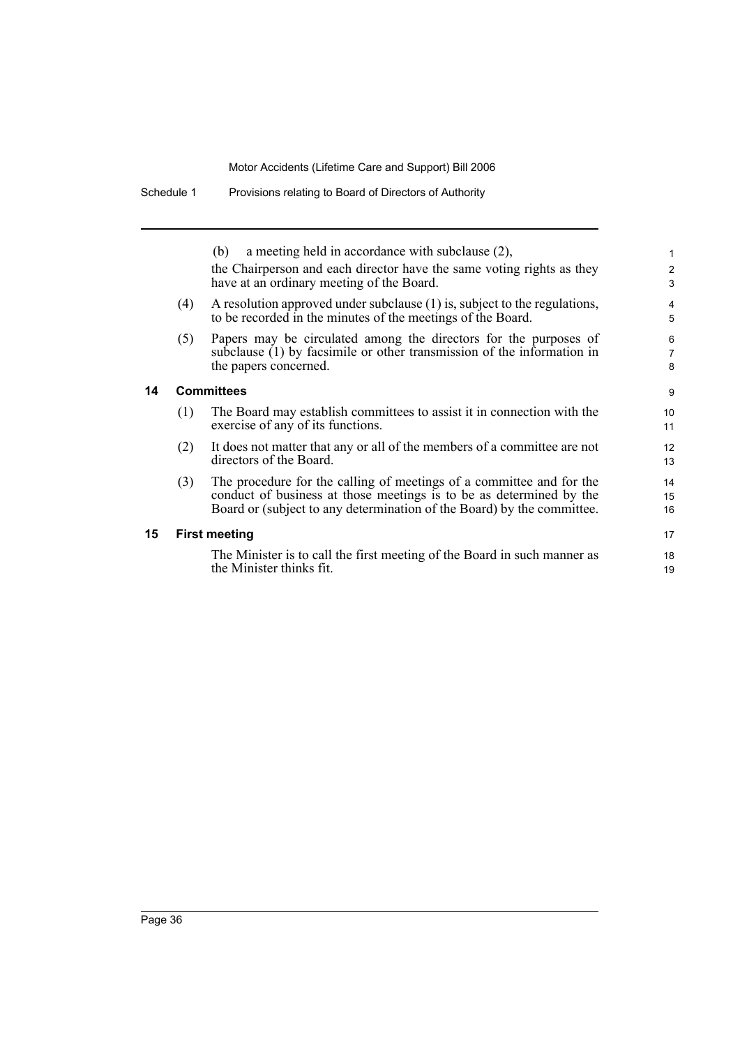(b) a meeting held in accordance with subclause (2),

the Chairperson and each director have the same voting rights as they have at an ordinary meeting of the Board.

(4) A resolution approved under subclause (1) is, subject to the regulations, to be recorded in the minutes of the meetings of the Board.

(5) Papers may be circulated among the directors for the purposes of subclause (1) by facsimile or other transmission of the information in the papers concerned.

### 14 Committees

(1) The Board may establish committees to assist it in connection with the exercise of any of its functions.

(2) It does not matter that any or all of the members of a committee are not directors of the Board.

(3) The procedure for the calling of meetings of a committee and for the conduct of business at those meetings is to be as determined by the Board or (subject to any determination of the Board) by the committee.

### 15 First meeting

The Minister is to call the first meeting of the Board in such manner as the Minister thinks fit.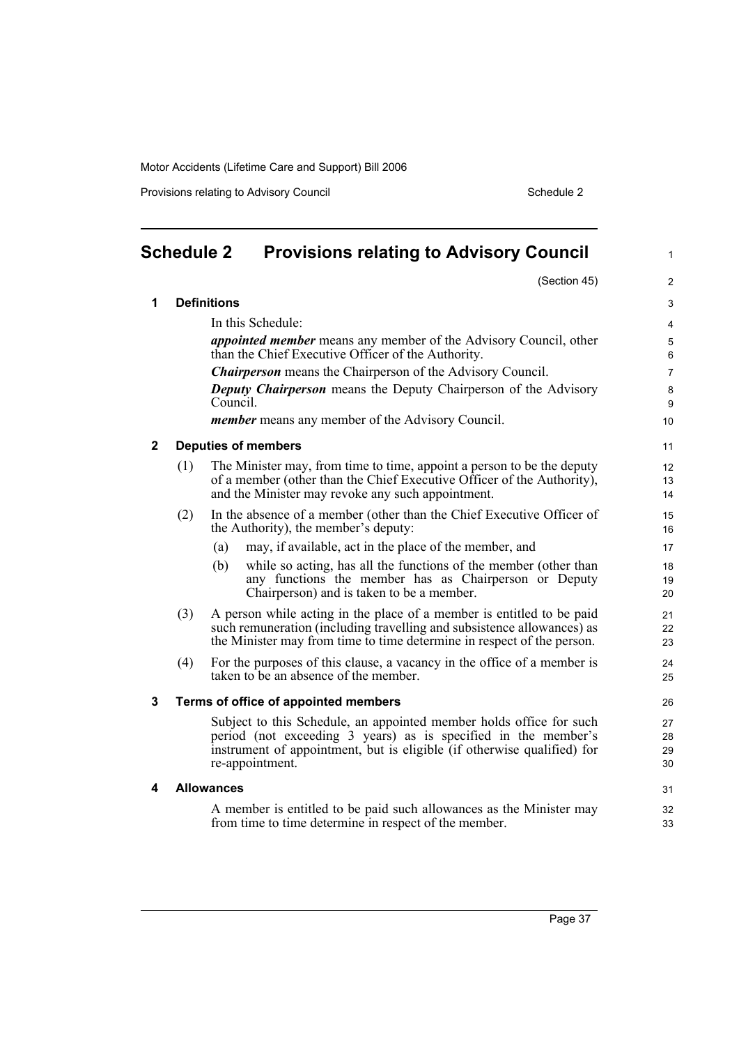# Schedule 2 Provisions relating to Advisory Council

(Section 45)

## 1 Definitions

In this Schedule:

***appointed member*** means any member of the Advisory Council, other than the Chief Executive Officer of the Authority.

***Chairperson*** means the Chairperson of the Advisory Council.

***Deputy Chairperson*** means the Deputy Chairperson of the Advisory Council.

***member*** means any member of the Advisory Council.

## 2 Deputies of members

(1) The Minister may, from time to time, appoint a person to be the deputy of a member (other than the Chief Executive Officer of the Authority), and the Minister may revoke any such appointment.

(2) In the absence of a member (other than the Chief Executive Officer of the Authority), the member's deputy:

- (a) may, if available, act in the place of the member, and
- (b) while so acting, has all the functions of the member (other than any functions the member has as Chairperson or Deputy Chairperson) and is taken to be a member.

(3) A person while acting in the place of a member is entitled to be paid such remuneration (including travelling and subsistence allowances) as the Minister may from time to time determine in respect of the person.

(4) For the purposes of this clause, a vacancy in the office of a member is taken to be an absence of the member.

## 3 Terms of office of appointed members

Subject to this Schedule, an appointed member holds office for such period (not exceeding 3 years) as is specified in the member's instrument of appointment, but is eligible (if otherwise qualified) for re-appointment.

## 4 Allowances

A member is entitled to be paid such allowances as the Minister may from time to time determine in respect of the member.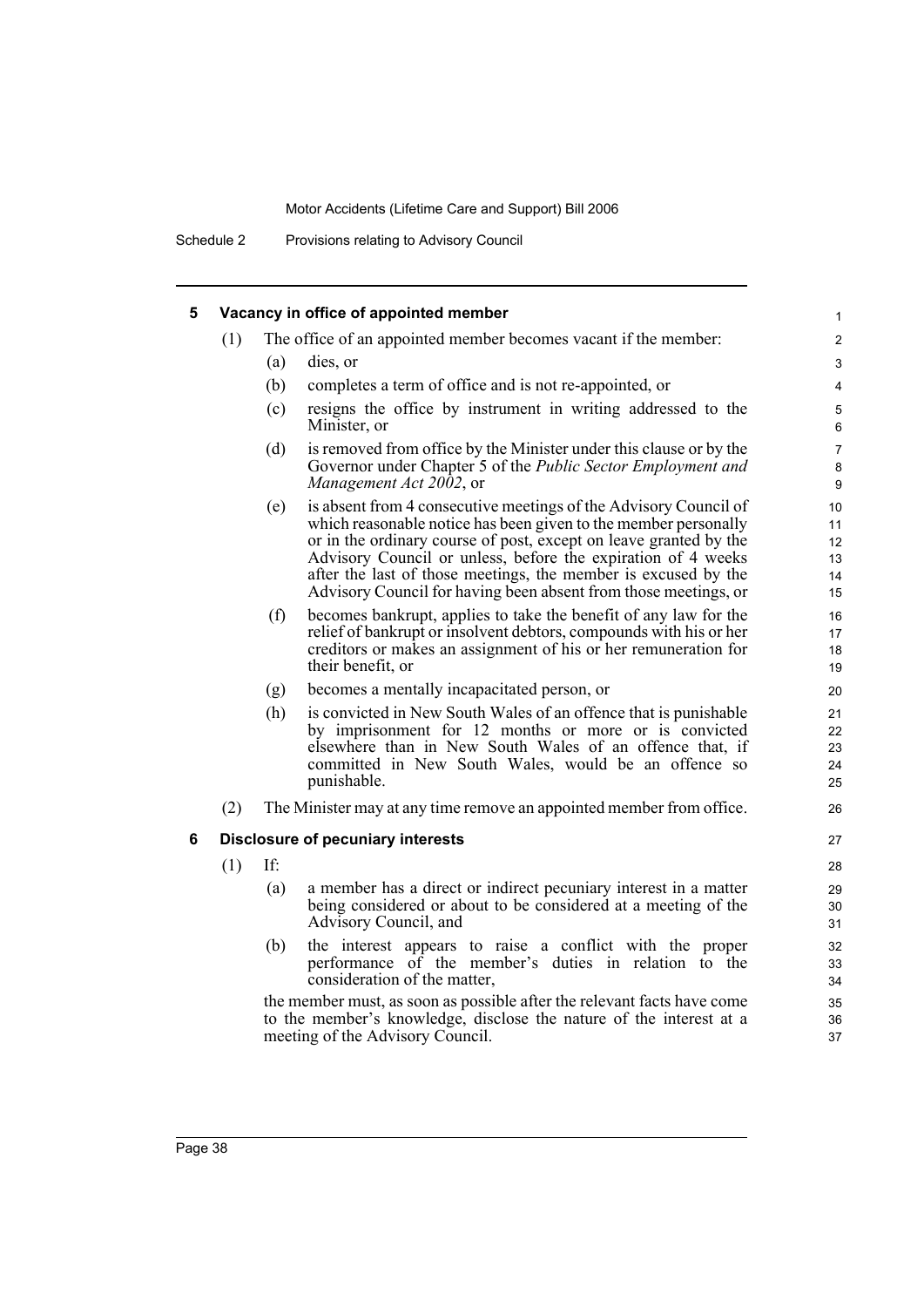## 5 Vacancy in office of appointed member

(1) The office of an appointed member becomes vacant if the member:

- (a) dies, or
- (b) completes a term of office and is not re-appointed, or
- (c) resigns the office by instrument in writing addressed to the Minister, or
- (d) is removed from office by the Minister under this clause or by the Governor under Chapter 5 of the *Public Sector Employment and Management Act 2002*, or
- (e) is absent from 4 consecutive meetings of the Advisory Council of which reasonable notice has been given to the member personally or in the ordinary course of post, except on leave granted by the Advisory Council or unless, before the expiration of 4 weeks after the last of those meetings, the member is excused by the Advisory Council for having been absent from those meetings, or
- (f) becomes bankrupt, applies to take the benefit of any law for the relief of bankrupt or insolvent debtors, compounds with his or her creditors or makes an assignment of his or her remuneration for their benefit, or
- (g) becomes a mentally incapacitated person, or
- (h) is convicted in New South Wales of an offence that is punishable by imprisonment for 12 months or more or is convicted elsewhere than in New South Wales of an offence that, if committed in New South Wales, would be an offence so punishable.

(2) The Minister may at any time remove an appointed member from office.

## 6 Disclosure of pecuniary interests

(1) If:

- (a) a member has a direct or indirect pecuniary interest in a matter being considered or about to be considered at a meeting of the Advisory Council, and
- (b) the interest appears to raise a conflict with the proper performance of the member's duties in relation to the consideration of the matter,

the member must, as soon as possible after the relevant facts have come to the member's knowledge, disclose the nature of the interest at a meeting of the Advisory Council.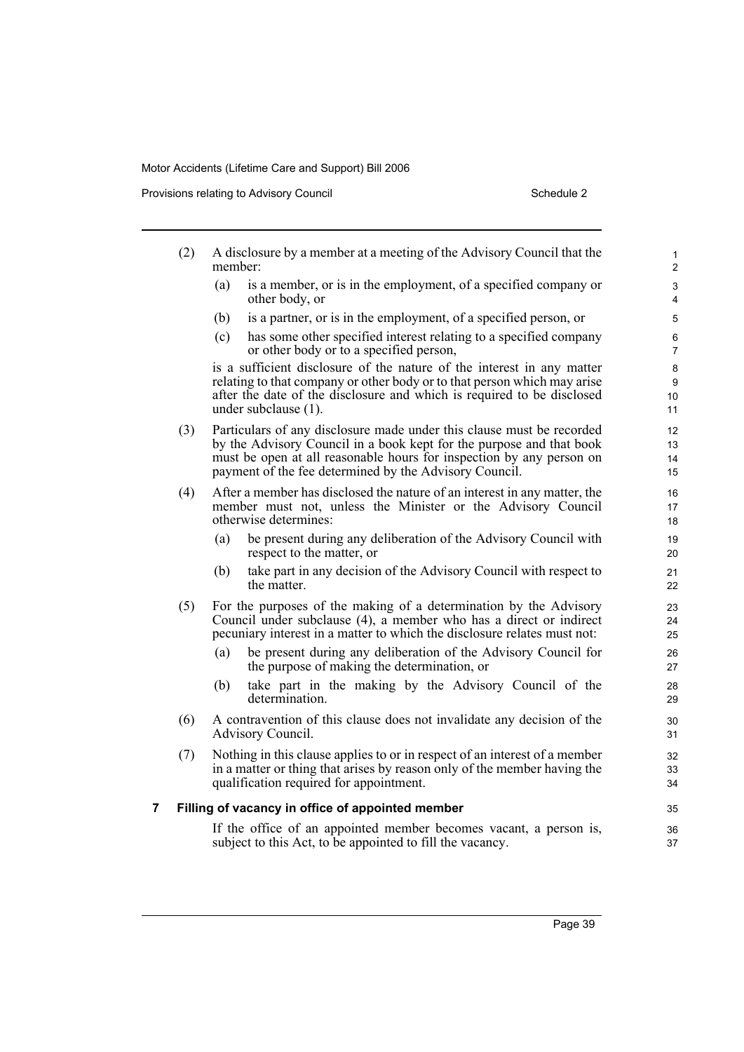(2) A disclosure by a member at a meeting of the Advisory Council that the member:

- (a) is a member, or is in the employment, of a specified company or other body, or
- (b) is a partner, or is in the employment, of a specified person, or
- (c) has some other specified interest relating to a specified company or other body or to a specified person,

is a sufficient disclosure of the nature of the interest in any matter relating to that company or other body or to that person which may arise after the date of the disclosure and which is required to be disclosed under subclause (1).

(3) Particulars of any disclosure made under this clause must be recorded by the Advisory Council in a book kept for the purpose and that book must be open at all reasonable hours for inspection by any person on payment of the fee determined by the Advisory Council.

(4) After a member has disclosed the nature of an interest in any matter, the member must not, unless the Minister or the Advisory Council otherwise determines:

- (a) be present during any deliberation of the Advisory Council with respect to the matter, or
- (b) take part in any decision of the Advisory Council with respect to the matter.

(5) For the purposes of the making of a determination by the Advisory Council under subclause (4), a member who has a direct or indirect pecuniary interest in a matter to which the disclosure relates must not:

- (a) be present during any deliberation of the Advisory Council for the purpose of making the determination, or
- (b) take part in the making by the Advisory Council of the determination.

(6) A contravention of this clause does not invalidate any decision of the Advisory Council.

(7) Nothing in this clause applies to or in respect of an interest of a member in a matter or thing that arises by reason only of the member having the qualification required for appointment.

### 7 Filling of vacancy in office of appointed member

If the office of an appointed member becomes vacant, a person is, subject to this Act, to be appointed to fill the vacancy.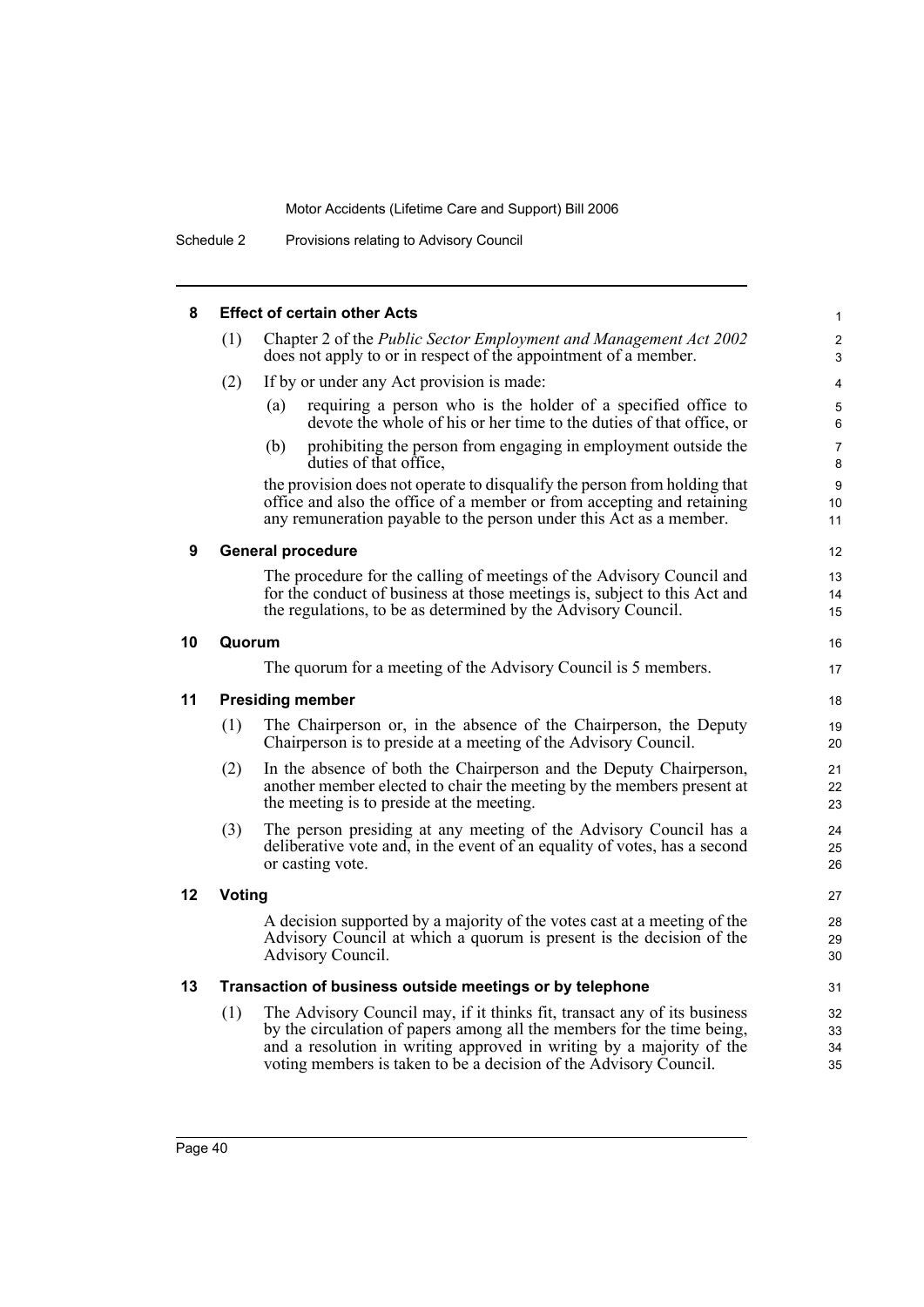**8 Effect of certain other Acts**

(1) Chapter 2 of the *Public Sector Employment and Management Act 2002* does not apply to or in respect of the appointment of a member.

(2) If by or under any Act provision is made:

(a) requiring a person who is the holder of a specified office to devote the whole of his or her time to the duties of that office, or

(b) prohibiting the person from engaging in employment outside the duties of that office,

the provision does not operate to disqualify the person from holding that office and also the office of a member or from accepting and retaining any remuneration payable to the person under this Act as a member.

**9 General procedure**

The procedure for the calling of meetings of the Advisory Council and for the conduct of business at those meetings is, subject to this Act and the regulations, to be as determined by the Advisory Council.

**10 Quorum**

The quorum for a meeting of the Advisory Council is 5 members.

**11 Presiding member**

(1) The Chairperson or, in the absence of the Chairperson, the Deputy Chairperson is to preside at a meeting of the Advisory Council.

(2) In the absence of both the Chairperson and the Deputy Chairperson, another member elected to chair the meeting by the members present at the meeting is to preside at the meeting.

(3) The person presiding at any meeting of the Advisory Council has a deliberative vote and, in the event of an equality of votes, has a second or casting vote.

**12 Voting**

A decision supported by a majority of the votes cast at a meeting of the Advisory Council at which a quorum is present is the decision of the Advisory Council.

**13 Transaction of business outside meetings or by telephone**

(1) The Advisory Council may, if it thinks fit, transact any of its business by the circulation of papers among all the members for the time being, and a resolution in writing approved in writing by a majority of the voting members is taken to be a decision of the Advisory Council.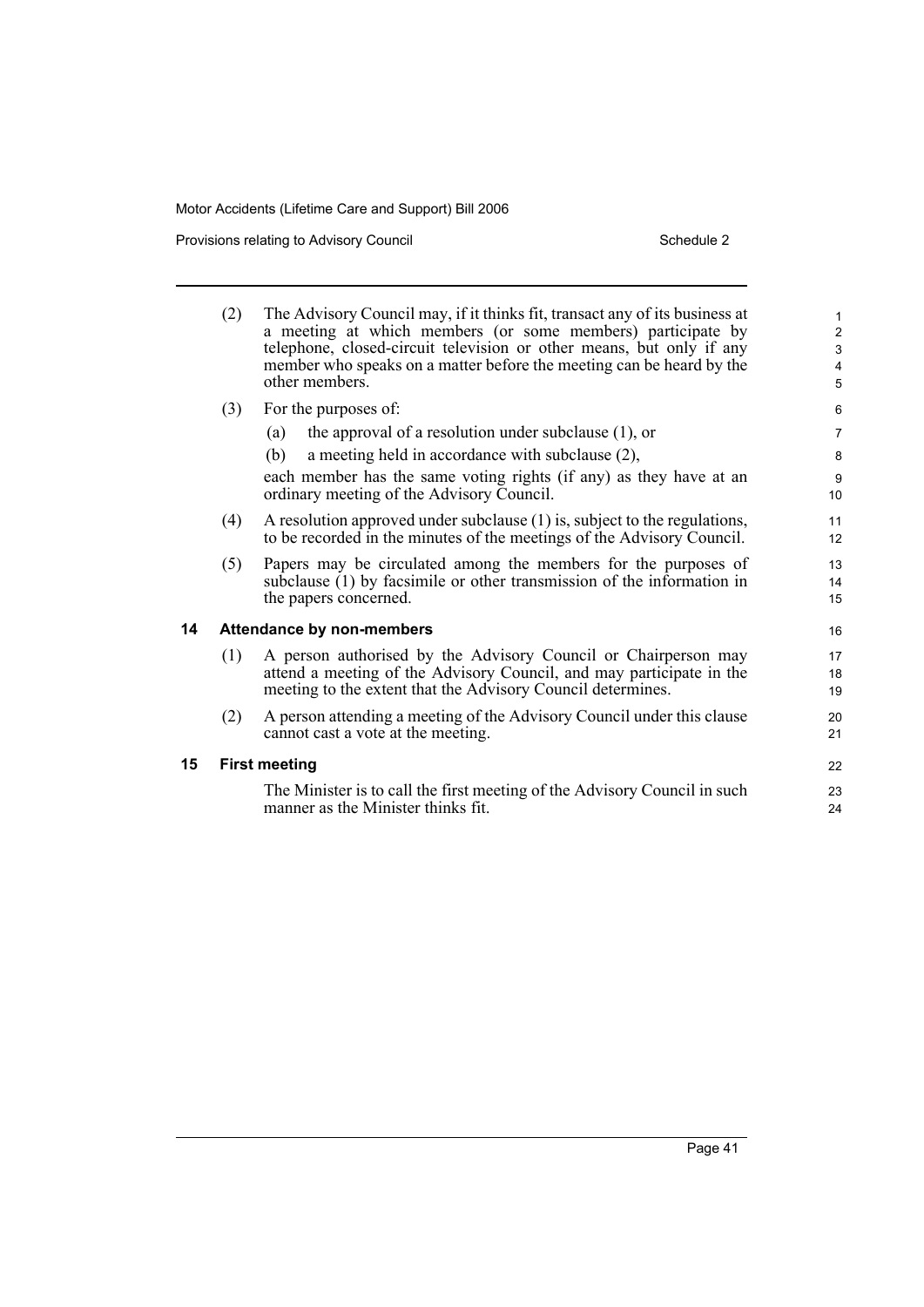(2) The Advisory Council may, if it thinks fit, transact any of its business at a meeting at which members (or some members) participate by telephone, closed-circuit television or other means, but only if any member who speaks on a matter before the meeting can be heard by the other members.

(3) For the purposes of:

(a) the approval of a resolution under subclause (1), or

(b) a meeting held in accordance with subclause (2),

each member has the same voting rights (if any) as they have at an ordinary meeting of the Advisory Council.

(4) A resolution approved under subclause (1) is, subject to the regulations, to be recorded in the minutes of the meetings of the Advisory Council.

(5) Papers may be circulated among the members for the purposes of subclause (1) by facsimile or other transmission of the information in the papers concerned.

### 14 Attendance by non-members

(1) A person authorised by the Advisory Council or Chairperson may attend a meeting of the Advisory Council, and may participate in the meeting to the extent that the Advisory Council determines.

(2) A person attending a meeting of the Advisory Council under this clause cannot cast a vote at the meeting.

### 15 First meeting

The Minister is to call the first meeting of the Advisory Council in such manner as the Minister thinks fit.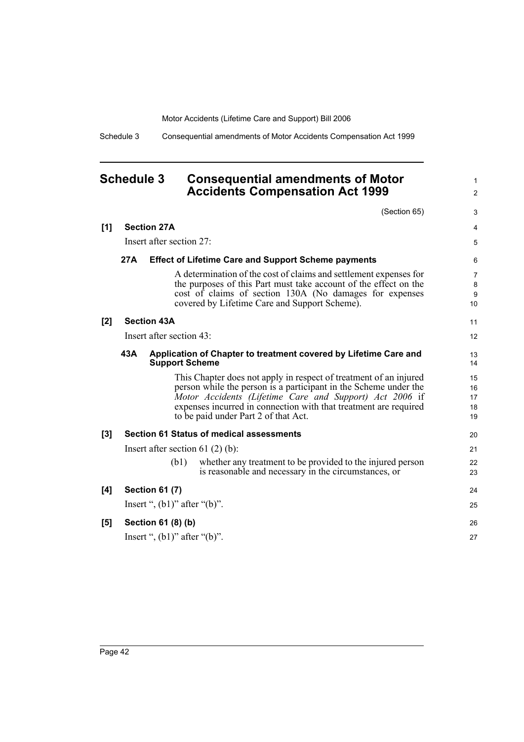# Schedule 3 Consequential amendments of Motor Accidents Compensation Act 1999

(Section 65)

**[1] Section 27A**

Insert after section 27:

**27A Effect of Lifetime Care and Support Scheme payments**

A determination of the cost of claims and settlement expenses for the purposes of this Part must take account of the effect on the cost of claims of section 130A (No damages for expenses covered by Lifetime Care and Support Scheme).

**[2] Section 43A**

Insert after section 43:

**43A Application of Chapter to treatment covered by Lifetime Care and Support Scheme**

This Chapter does not apply in respect of treatment of an injured person while the person is a participant in the Scheme under the *Motor Accidents (Lifetime Care and Support) Act 2006* if expenses incurred in connection with that treatment are required to be paid under Part 2 of that Act.

**[3] Section 61 Status of medical assessments**

Insert after section 61 (2) (b):

(b1) whether any treatment to be provided to the injured person is reasonable and necessary in the circumstances, or

**[4] Section 61 (7)**

Insert ", (b1)" after "(b)".

**[5] Section 61 (8) (b)**

Insert ", (b1)" after "(b)".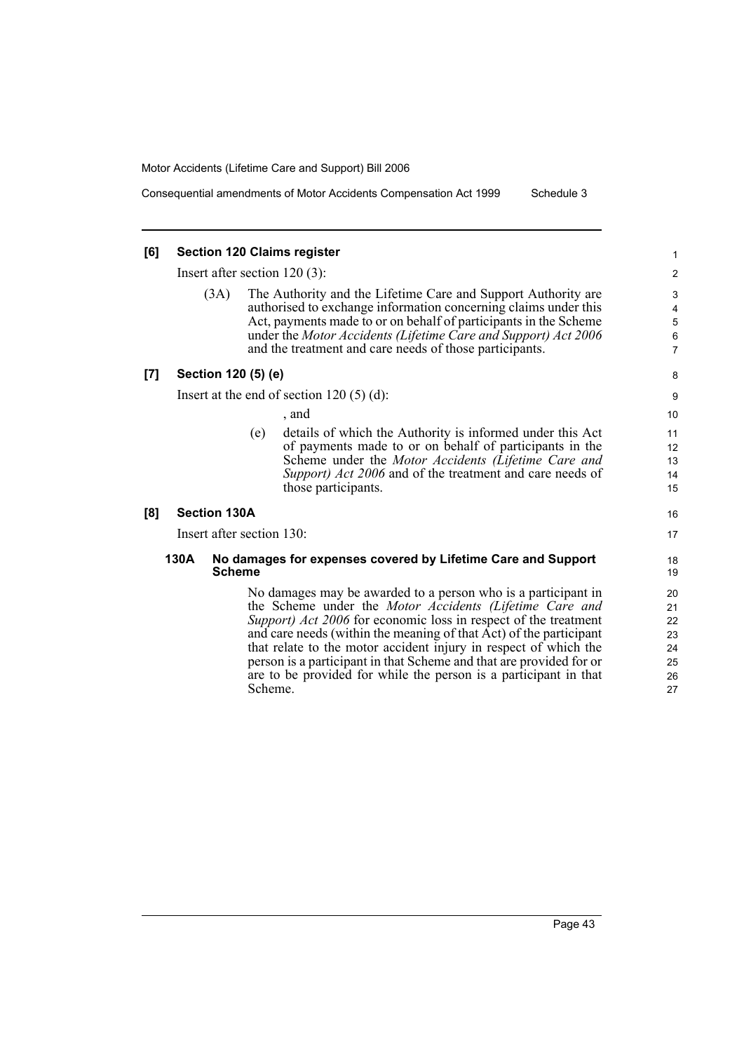**[6] Section 120 Claims register**

Insert after section 120 (3):

(3A) The Authority and the Lifetime Care and Support Authority are authorised to exchange information concerning claims under this Act, payments made to or on behalf of participants in the Scheme under the *Motor Accidents (Lifetime Care and Support) Act 2006* and the treatment and care needs of those participants.

**[7] Section 120 (5) (e)**

Insert at the end of section 120 (5) (d):

, and

(e) details of which the Authority is informed under this Act of payments made to or on behalf of participants in the Scheme under the *Motor Accidents (Lifetime Care and Support) Act 2006* and of the treatment and care needs of those participants.

**[8] Section 130A**

Insert after section 130:

**130A No damages for expenses covered by Lifetime Care and Support Scheme**

No damages may be awarded to a person who is a participant in the Scheme under the *Motor Accidents (Lifetime Care and Support) Act 2006* for economic loss in respect of the treatment and care needs (within the meaning of that Act) of the participant that relate to the motor accident injury in respect of which the person is a participant in that Scheme and that are provided for or are to be provided for while the person is a participant in that Scheme.